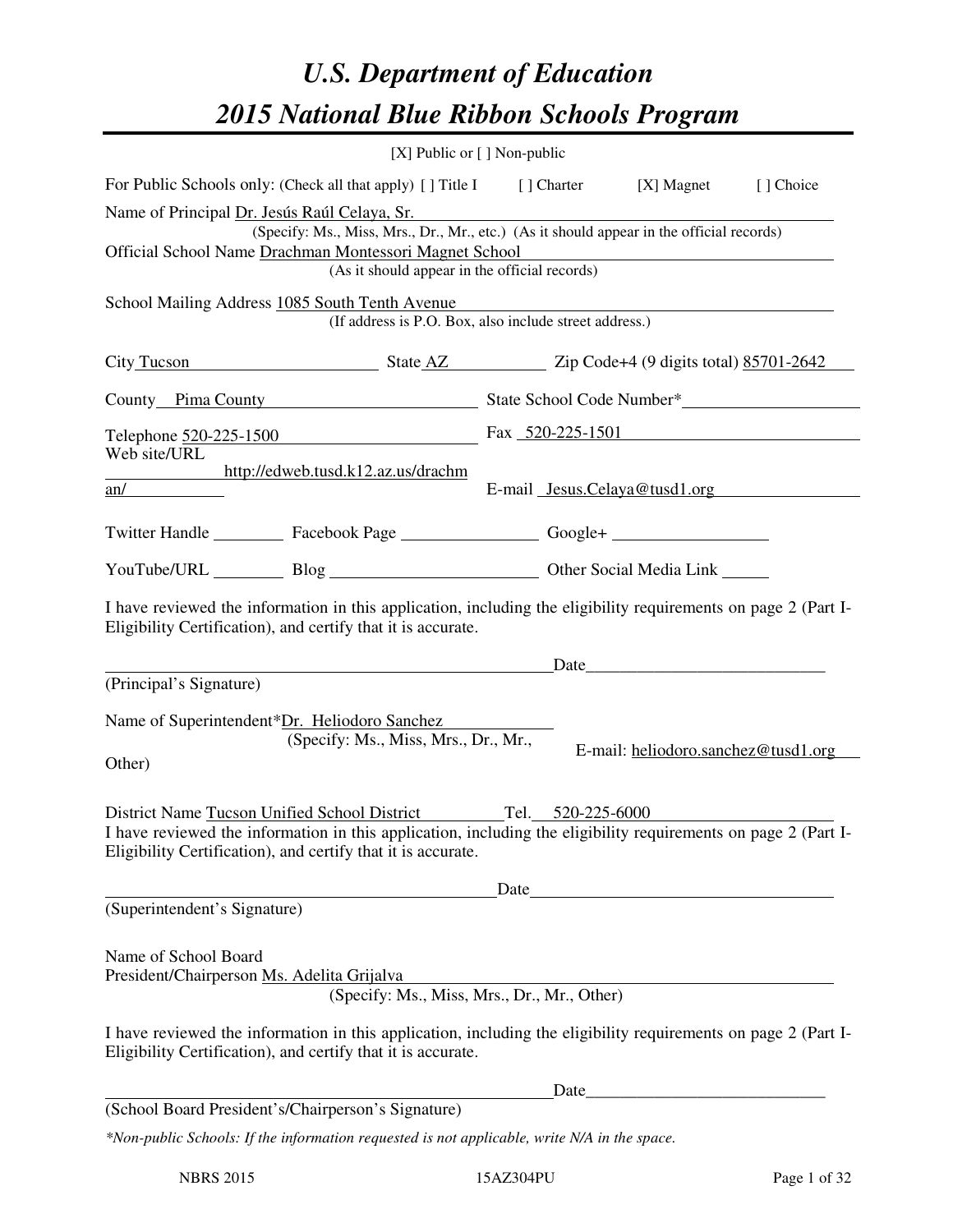# *U.S. Department of Education*

# *2015 National Blue Ribbon Schools Program*

[X] Public or [ ] Non-public

For Public Schools only: (Check all that apply) [ ] Title I [ ] Charter [X] Magnet [ ] Choice

Name of Principal Dr. Jesús Raúl Celaya, Sr.
(Specify: Ms., Miss, Mrs., Dr., Mr., etc.) (As it should appear in the official records)

Official School Name Drachman Montessori Magnet School
(As it should appear in the official records)

School Mailing Address 1085 South Tenth Avenue
(If address is P.O. Box, also include street address.)

City Tucson State AZ Zip Code+4 (9 digits total) 85701-2642

County Pima County State School Code Number*

Telephone 520-225-1500 Fax 520-225-1501

Web site/URL http://edweb.tusd.k12.az.us/drachman/ E-mail Jesus.Celaya@tusd1.org

Twitter Handle ________ Facebook Page ________ Google+ ________

YouTube/URL ________ Blog ________ Other Social Media Link ________

I have reviewed the information in this application, including the eligibility requirements on page 2 (Part I-Eligibility Certification), and certify that it is accurate.

_______________________________ Date_______________
(Principal's Signature)

Name of Superintendent*Dr. Heliodoro Sanchez
(Specify: Ms., Miss, Mrs., Dr., Mr., Other)

E-mail: heliodoro.sanchez@tusd1.org

District Name Tucson Unified School District Tel. 520-225-6000

I have reviewed the information in this application, including the eligibility requirements on page 2 (Part I-Eligibility Certification), and certify that it is accurate.

_______________________________ Date_______________
(Superintendent's Signature)

Name of School Board
President/Chairperson Ms. Adelita Grijalva
(Specify: Ms., Miss, Mrs., Dr., Mr., Other)

I have reviewed the information in this application, including the eligibility requirements on page 2 (Part I-Eligibility Certification), and certify that it is accurate.

_______________________________ Date_______________
(School Board President's/Chairperson's Signature)

*\*Non-public Schools: If the information requested is not applicable, write N/A in the space.*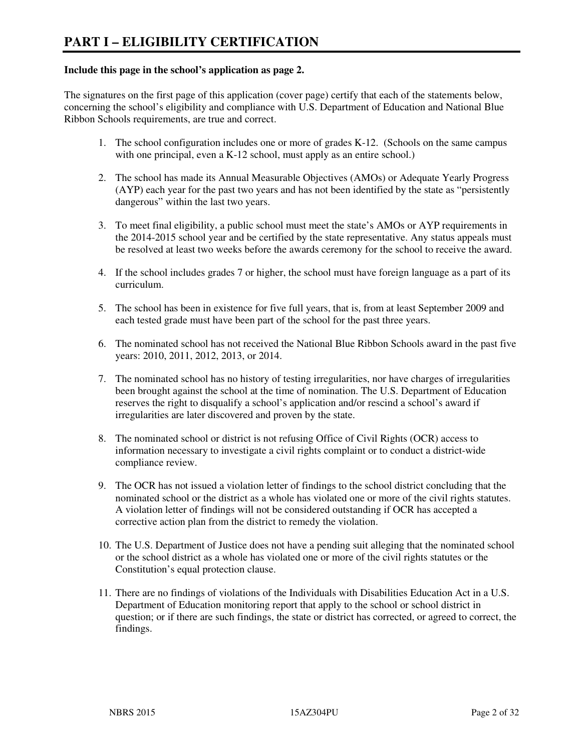# PART I – ELIGIBILITY CERTIFICATION

**Include this page in the school's application as page 2.**

The signatures on the first page of this application (cover page) certify that each of the statements below, concerning the school's eligibility and compliance with U.S. Department of Education and National Blue Ribbon Schools requirements, are true and correct.

1. The school configuration includes one or more of grades K-12. (Schools on the same campus with one principal, even a K-12 school, must apply as an entire school.)

2. The school has made its Annual Measurable Objectives (AMOs) or Adequate Yearly Progress (AYP) each year for the past two years and has not been identified by the state as "persistently dangerous" within the last two years.

3. To meet final eligibility, a public school must meet the state's AMOs or AYP requirements in the 2014-2015 school year and be certified by the state representative. Any status appeals must be resolved at least two weeks before the awards ceremony for the school to receive the award.

4. If the school includes grades 7 or higher, the school must have foreign language as a part of its curriculum.

5. The school has been in existence for five full years, that is, from at least September 2009 and each tested grade must have been part of the school for the past three years.

6. The nominated school has not received the National Blue Ribbon Schools award in the past five years: 2010, 2011, 2012, 2013, or 2014.

7. The nominated school has no history of testing irregularities, nor have charges of irregularities been brought against the school at the time of nomination. The U.S. Department of Education reserves the right to disqualify a school's application and/or rescind a school's award if irregularities are later discovered and proven by the state.

8. The nominated school or district is not refusing Office of Civil Rights (OCR) access to information necessary to investigate a civil rights complaint or to conduct a district-wide compliance review.

9. The OCR has not issued a violation letter of findings to the school district concluding that the nominated school or the district as a whole has violated one or more of the civil rights statutes. A violation letter of findings will not be considered outstanding if OCR has accepted a corrective action plan from the district to remedy the violation.

10. The U.S. Department of Justice does not have a pending suit alleging that the nominated school or the school district as a whole has violated one or more of the civil rights statutes or the Constitution's equal protection clause.

11. There are no findings of violations of the Individuals with Disabilities Education Act in a U.S. Department of Education monitoring report that apply to the school or school district in question; or if there are such findings, the state or district has corrected, or agreed to correct, the findings.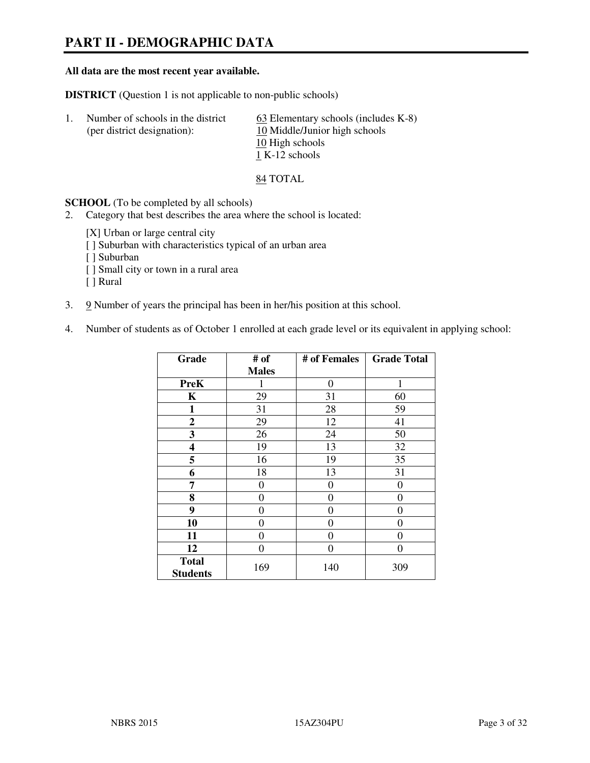# PART II - DEMOGRAPHIC DATA

**All data are the most recent year available.**

**DISTRICT** (Question 1 is not applicable to non-public schools)

1. Number of schools in the district (per district designation):
   63 Elementary schools (includes K-8)
   10 Middle/Junior high schools
   10 High schools
   1 K-12 schools

   84 TOTAL

**SCHOOL** (To be completed by all schools)

2. Category that best describes the area where the school is located:

   [X] Urban or large central city
   [ ] Suburban with characteristics typical of an urban area
   [ ] Suburban
   [ ] Small city or town in a rural area
   [ ] Rural

3. 9 Number of years the principal has been in her/his position at this school.

4. Number of students as of October 1 enrolled at each grade level or its equivalent in applying school:

| Grade | # of Males | # of Females | Grade Total |
|---|---|---|---|
| **PreK** | 1 | 0 | 1 |
| **K** | 29 | 31 | 60 |
| **1** | 31 | 28 | 59 |
| **2** | 29 | 12 | 41 |
| **3** | 26 | 24 | 50 |
| **4** | 19 | 13 | 32 |
| **5** | 16 | 19 | 35 |
| **6** | 18 | 13 | 31 |
| **7** | 0 | 0 | 0 |
| **8** | 0 | 0 | 0 |
| **9** | 0 | 0 | 0 |
| **10** | 0 | 0 | 0 |
| **11** | 0 | 0 | 0 |
| **12** | 0 | 0 | 0 |
| **Total Students** | 169 | 140 | 309 |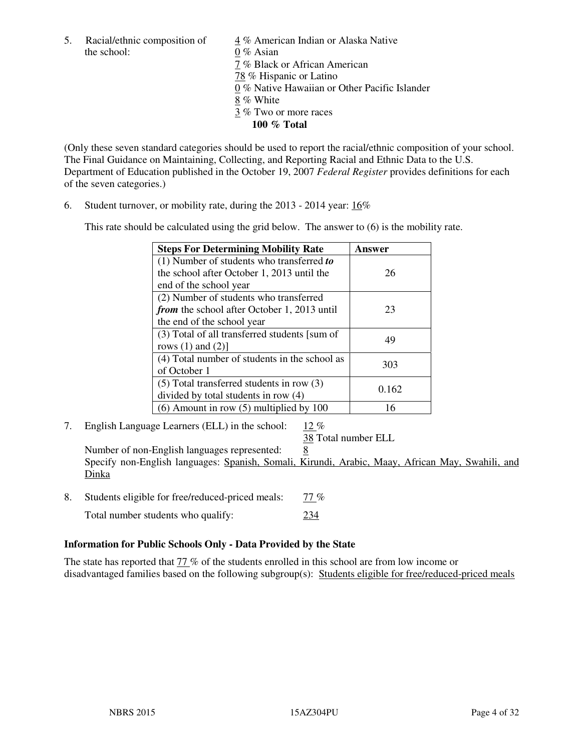5. Racial/ethnic composition of the school:

4 % American Indian or Alaska Native
0 % Asian
7 % Black or African American
78 % Hispanic or Latino
0 % Native Hawaiian or Other Pacific Islander
8 % White
3 % Two or more races
**100 % Total**

(Only these seven standard categories should be used to report the racial/ethnic composition of your school. The Final Guidance on Maintaining, Collecting, and Reporting Racial and Ethnic Data to the U.S. Department of Education published in the October 19, 2007 *Federal Register* provides definitions for each of the seven categories.)

6. Student turnover, or mobility rate, during the 2013 - 2014 year: 16%

This rate should be calculated using the grid below. The answer to (6) is the mobility rate.

| Steps For Determining Mobility Rate | Answer |
|---|---|
| (1) Number of students who transferred ***to*** the school after October 1, 2013 until the end of the school year | 26 |
| (2) Number of students who transferred ***from*** the school after October 1, 2013 until the end of the school year | 23 |
| (3) Total of all transferred students [sum of rows (1) and (2)] | 49 |
| (4) Total number of students in the school as of October 1 | 303 |
| (5) Total transferred students in row (3) divided by total students in row (4) | 0.162 |
| (6) Amount in row (5) multiplied by 100 | 16 |

7. English Language Learners (ELL) in the school: 12 %
38 Total number ELL

Number of non-English languages represented: 8
Specify non-English languages: Spanish, Somali, Kirundi, Arabic, Maay, African May, Swahili, and Dinka

8. Students eligible for free/reduced-priced meals: 77 %
Total number students who qualify: 234

**Information for Public Schools Only - Data Provided by the State**

The state has reported that 77 % of the students enrolled in this school are from low income or disadvantaged families based on the following subgroup(s): Students eligible for free/reduced-priced meals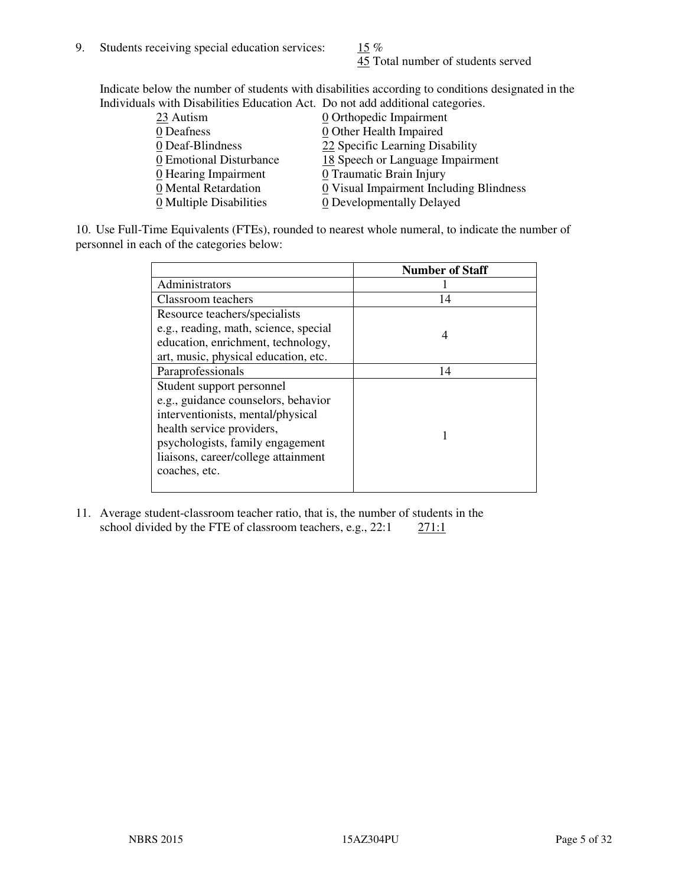9. Students receiving special education services: 15 %
 45 Total number of students served

Indicate below the number of students with disabilities according to conditions designated in the Individuals with Disabilities Education Act. Do not add additional categories.

| | |
|---|---|
| 23 Autism | 0 Orthopedic Impairment |
| 0 Deafness | 0 Other Health Impaired |
| 0 Deaf-Blindness | 22 Specific Learning Disability |
| 0 Emotional Disturbance | 18 Speech or Language Impairment |
| 0 Hearing Impairment | 0 Traumatic Brain Injury |
| 0 Mental Retardation | 0 Visual Impairment Including Blindness |
| 0 Multiple Disabilities | 0 Developmentally Delayed |

10. Use Full-Time Equivalents (FTEs), rounded to nearest whole numeral, to indicate the number of personnel in each of the categories below:

| | **Number of Staff** |
|---|---|
| Administrators | 1 |
| Classroom teachers | 14 |
| Resource teachers/specialists e.g., reading, math, science, special education, enrichment, technology, art, music, physical education, etc. | 4 |
| Paraprofessionals | 14 |
| Student support personnel e.g., guidance counselors, behavior interventionists, mental/physical health service providers, psychologists, family engagement liaisons, career/college attainment coaches, etc. | 1 |

11. Average student-classroom teacher ratio, that is, the number of students in the school divided by the FTE of classroom teachers, e.g., 22:1 271:1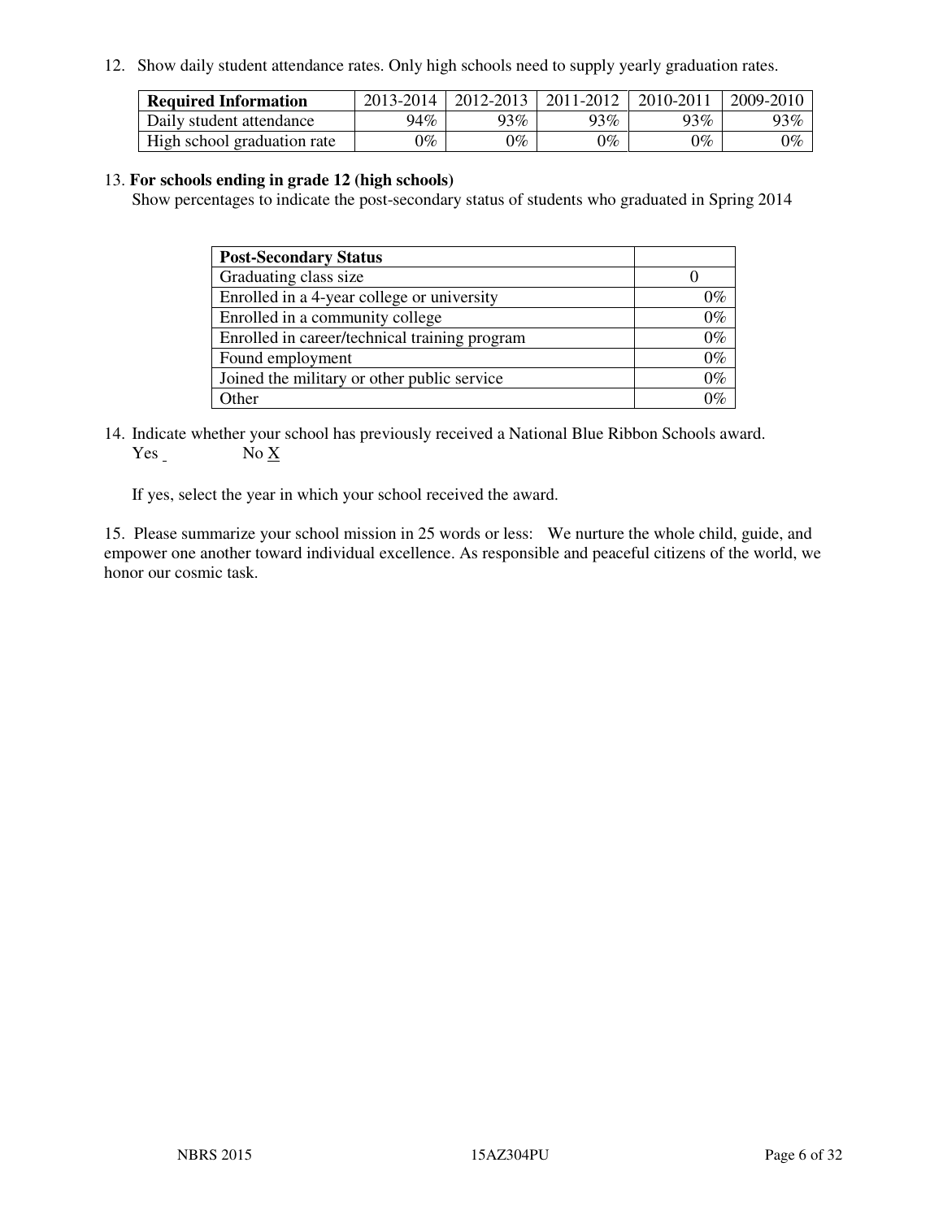12. Show daily student attendance rates. Only high schools need to supply yearly graduation rates.

| Required Information | 2013-2014 | 2012-2013 | 2011-2012 | 2010-2011 | 2009-2010 |
|---|---|---|---|---|---|
| Daily student attendance | 94% | 93% | 93% | 93% | 93% |
| High school graduation rate | 0% | 0% | 0% | 0% | 0% |

13. **For schools ending in grade 12 (high schools)**
Show percentages to indicate the post-secondary status of students who graduated in Spring 2014

| Post-Secondary Status | |
|---|---|
| Graduating class size | 0 |
| Enrolled in a 4-year college or university | 0% |
| Enrolled in a community college | 0% |
| Enrolled in career/technical training program | 0% |
| Found employment | 0% |
| Joined the military or other public service | 0% |
| Other | 0% |

14. Indicate whether your school has previously received a National Blue Ribbon Schools award.
Yes _ No X

If yes, select the year in which your school received the award.

15. Please summarize your school mission in 25 words or less: We nurture the whole child, guide, and empower one another toward individual excellence. As responsible and peaceful citizens of the world, we honor our cosmic task.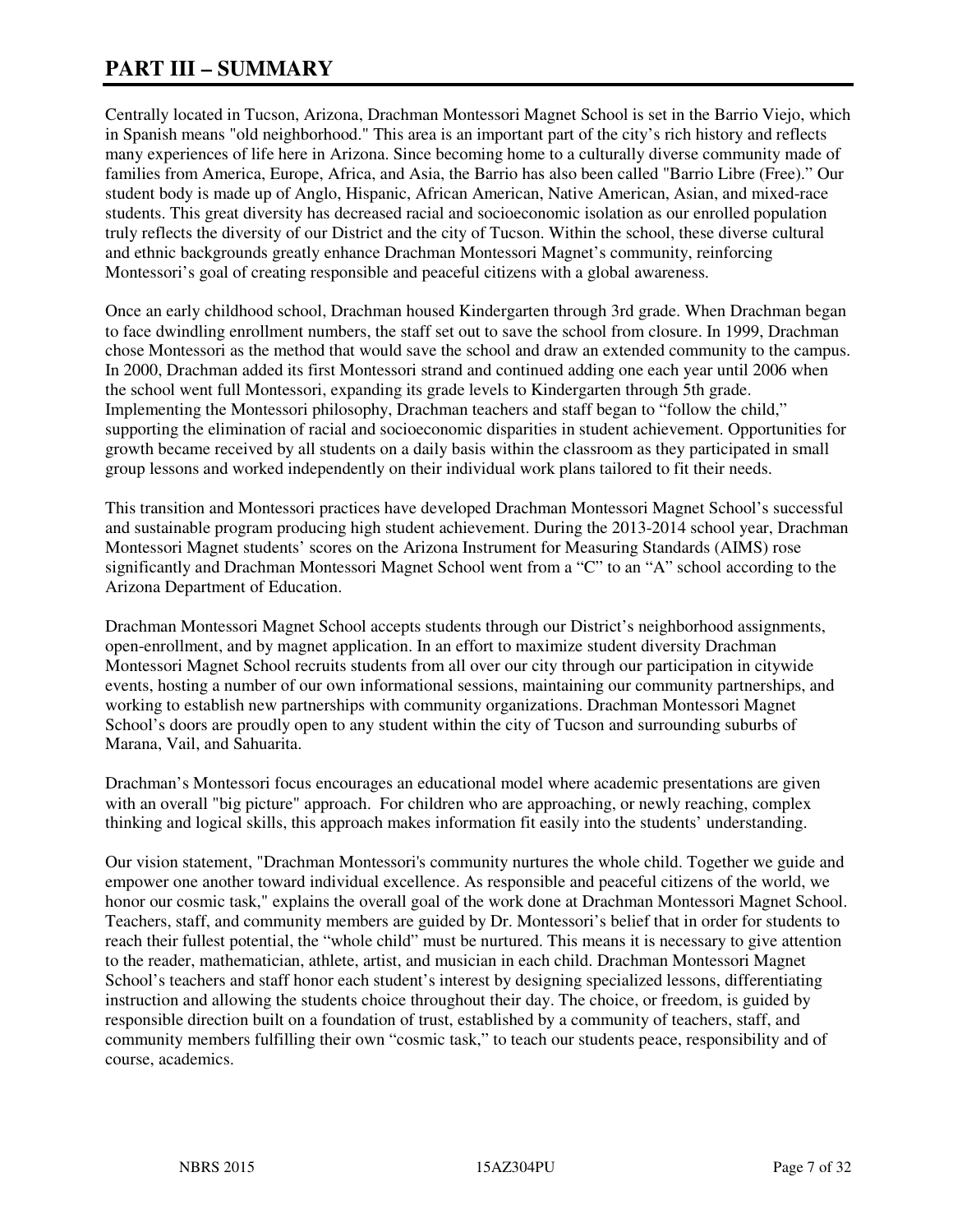# PART III – SUMMARY

Centrally located in Tucson, Arizona, Drachman Montessori Magnet School is set in the Barrio Viejo, which in Spanish means "old neighborhood." This area is an important part of the city's rich history and reflects many experiences of life here in Arizona. Since becoming home to a culturally diverse community made of families from America, Europe, Africa, and Asia, the Barrio has also been called "Barrio Libre (Free)." Our student body is made up of Anglo, Hispanic, African American, Native American, Asian, and mixed-race students. This great diversity has decreased racial and socioeconomic isolation as our enrolled population truly reflects the diversity of our District and the city of Tucson. Within the school, these diverse cultural and ethnic backgrounds greatly enhance Drachman Montessori Magnet's community, reinforcing Montessori's goal of creating responsible and peaceful citizens with a global awareness.

Once an early childhood school, Drachman housed Kindergarten through 3rd grade. When Drachman began to face dwindling enrollment numbers, the staff set out to save the school from closure. In 1999, Drachman chose Montessori as the method that would save the school and draw an extended community to the campus. In 2000, Drachman added its first Montessori strand and continued adding one each year until 2006 when the school went full Montessori, expanding its grade levels to Kindergarten through 5th grade. Implementing the Montessori philosophy, Drachman teachers and staff began to "follow the child," supporting the elimination of racial and socioeconomic disparities in student achievement. Opportunities for growth became received by all students on a daily basis within the classroom as they participated in small group lessons and worked independently on their individual work plans tailored to fit their needs.

This transition and Montessori practices have developed Drachman Montessori Magnet School's successful and sustainable program producing high student achievement. During the 2013-2014 school year, Drachman Montessori Magnet students' scores on the Arizona Instrument for Measuring Standards (AIMS) rose significantly and Drachman Montessori Magnet School went from a "C" to an "A" school according to the Arizona Department of Education.

Drachman Montessori Magnet School accepts students through our District's neighborhood assignments, open-enrollment, and by magnet application. In an effort to maximize student diversity Drachman Montessori Magnet School recruits students from all over our city through our participation in citywide events, hosting a number of our own informational sessions, maintaining our community partnerships, and working to establish new partnerships with community organizations. Drachman Montessori Magnet School's doors are proudly open to any student within the city of Tucson and surrounding suburbs of Marana, Vail, and Sahuarita.

Drachman's Montessori focus encourages an educational model where academic presentations are given with an overall "big picture" approach. For children who are approaching, or newly reaching, complex thinking and logical skills, this approach makes information fit easily into the students' understanding.

Our vision statement, "Drachman Montessori's community nurtures the whole child. Together we guide and empower one another toward individual excellence. As responsible and peaceful citizens of the world, we honor our cosmic task," explains the overall goal of the work done at Drachman Montessori Magnet School. Teachers, staff, and community members are guided by Dr. Montessori's belief that in order for students to reach their fullest potential, the "whole child" must be nurtured. This means it is necessary to give attention to the reader, mathematician, athlete, artist, and musician in each child. Drachman Montessori Magnet School's teachers and staff honor each student's interest by designing specialized lessons, differentiating instruction and allowing the students choice throughout their day. The choice, or freedom, is guided by responsible direction built on a foundation of trust, established by a community of teachers, staff, and community members fulfilling their own "cosmic task," to teach our students peace, responsibility and of course, academics.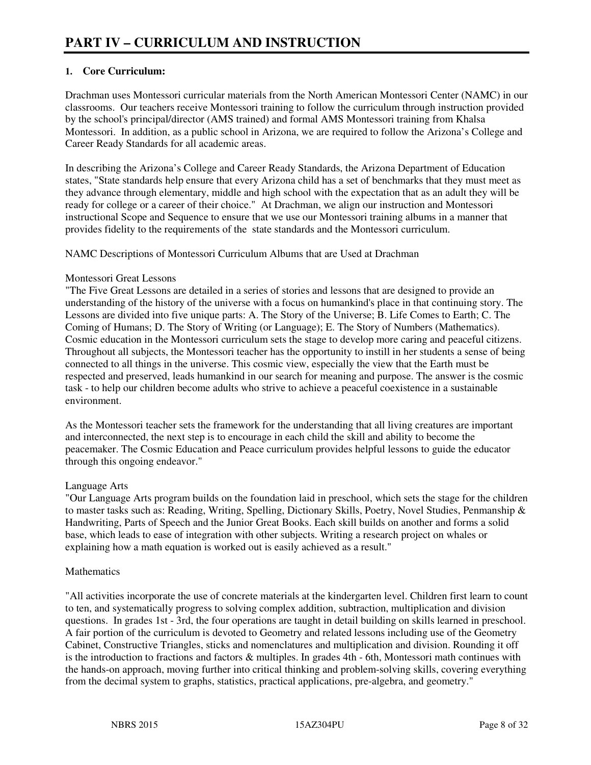# PART IV – CURRICULUM AND INSTRUCTION

**1. Core Curriculum:**

Drachman uses Montessori curricular materials from the North American Montessori Center (NAMC) in our classrooms. Our teachers receive Montessori training to follow the curriculum through instruction provided by the school's principal/director (AMS trained) and formal AMS Montessori training from Khalsa Montessori. In addition, as a public school in Arizona, we are required to follow the Arizona's College and Career Ready Standards for all academic areas.

In describing the Arizona's College and Career Ready Standards, the Arizona Department of Education states, "State standards help ensure that every Arizona child has a set of benchmarks that they must meet as they advance through elementary, middle and high school with the expectation that as an adult they will be ready for college or a career of their choice." At Drachman, we align our instruction and Montessori instructional Scope and Sequence to ensure that we use our Montessori training albums in a manner that provides fidelity to the requirements of the state standards and the Montessori curriculum.

NAMC Descriptions of Montessori Curriculum Albums that are Used at Drachman

Montessori Great Lessons

"The Five Great Lessons are detailed in a series of stories and lessons that are designed to provide an understanding of the history of the universe with a focus on humankind's place in that continuing story. The Lessons are divided into five unique parts: A. The Story of the Universe; B. Life Comes to Earth; C. The Coming of Humans; D. The Story of Writing (or Language); E. The Story of Numbers (Mathematics). Cosmic education in the Montessori curriculum sets the stage to develop more caring and peaceful citizens. Throughout all subjects, the Montessori teacher has the opportunity to instill in her students a sense of being connected to all things in the universe. This cosmic view, especially the view that the Earth must be respected and preserved, leads humankind in our search for meaning and purpose. The answer is the cosmic task - to help our children become adults who strive to achieve a peaceful coexistence in a sustainable environment.

As the Montessori teacher sets the framework for the understanding that all living creatures are important and interconnected, the next step is to encourage in each child the skill and ability to become the peacemaker. The Cosmic Education and Peace curriculum provides helpful lessons to guide the educator through this ongoing endeavor."

Language Arts

"Our Language Arts program builds on the foundation laid in preschool, which sets the stage for the children to master tasks such as: Reading, Writing, Spelling, Dictionary Skills, Poetry, Novel Studies, Penmanship & Handwriting, Parts of Speech and the Junior Great Books. Each skill builds on another and forms a solid base, which leads to ease of integration with other subjects. Writing a research project on whales or explaining how a math equation is worked out is easily achieved as a result."

Mathematics

"All activities incorporate the use of concrete materials at the kindergarten level. Children first learn to count to ten, and systematically progress to solving complex addition, subtraction, multiplication and division questions. In grades 1st - 3rd, the four operations are taught in detail building on skills learned in preschool. A fair portion of the curriculum is devoted to Geometry and related lessons including use of the Geometry Cabinet, Constructive Triangles, sticks and nomenclatures and multiplication and division. Rounding it off is the introduction to fractions and factors & multiples. In grades 4th - 6th, Montessori math continues with the hands-on approach, moving further into critical thinking and problem-solving skills, covering everything from the decimal system to graphs, statistics, practical applications, pre-algebra, and geometry."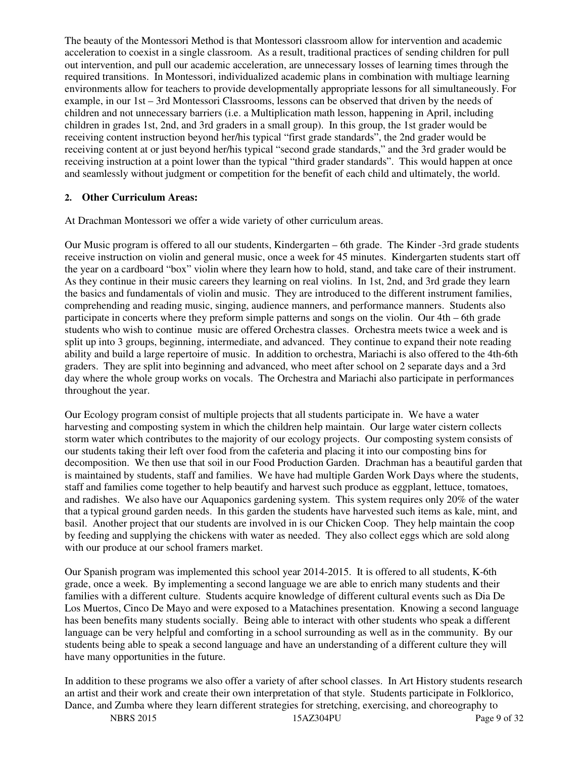The beauty of the Montessori Method is that Montessori classroom allow for intervention and academic acceleration to coexist in a single classroom. As a result, traditional practices of sending children for pull out intervention, and pull our academic acceleration, are unnecessary losses of learning times through the required transitions. In Montessori, individualized academic plans in combination with multiage learning environments allow for teachers to provide developmentally appropriate lessons for all simultaneously. For example, in our 1st – 3rd Montessori Classrooms, lessons can be observed that driven by the needs of children and not unnecessary barriers (i.e. a Multiplication math lesson, happening in April, including children in grades 1st, 2nd, and 3rd graders in a small group). In this group, the 1st grader would be receiving content instruction beyond her/his typical "first grade standards", the 2nd grader would be receiving content at or just beyond her/his typical "second grade standards," and the 3rd grader would be receiving instruction at a point lower than the typical "third grader standards". This would happen at once and seamlessly without judgment or competition for the benefit of each child and ultimately, the world.

**2. Other Curriculum Areas:**

At Drachman Montessori we offer a wide variety of other curriculum areas.

Our Music program is offered to all our students, Kindergarten – 6th grade. The Kinder -3rd grade students receive instruction on violin and general music, once a week for 45 minutes. Kindergarten students start off the year on a cardboard "box" violin where they learn how to hold, stand, and take care of their instrument. As they continue in their music careers they learning on real violins. In 1st, 2nd, and 3rd grade they learn the basics and fundamentals of violin and music. They are introduced to the different instrument families, comprehending and reading music, singing, audience manners, and performance manners. Students also participate in concerts where they preform simple patterns and songs on the violin. Our 4th – 6th grade students who wish to continue music are offered Orchestra classes. Orchestra meets twice a week and is split up into 3 groups, beginning, intermediate, and advanced. They continue to expand their note reading ability and build a large repertoire of music. In addition to orchestra, Mariachi is also offered to the 4th-6th graders. They are split into beginning and advanced, who meet after school on 2 separate days and a 3rd day where the whole group works on vocals. The Orchestra and Mariachi also participate in performances throughout the year.

Our Ecology program consist of multiple projects that all students participate in. We have a water harvesting and composting system in which the children help maintain. Our large water cistern collects storm water which contributes to the majority of our ecology projects. Our composting system consists of our students taking their left over food from the cafeteria and placing it into our composting bins for decomposition. We then use that soil in our Food Production Garden. Drachman has a beautiful garden that is maintained by students, staff and families. We have had multiple Garden Work Days where the students, staff and families come together to help beautify and harvest such produce as eggplant, lettuce, tomatoes, and radishes. We also have our Aquaponics gardening system. This system requires only 20% of the water that a typical ground garden needs. In this garden the students have harvested such items as kale, mint, and basil. Another project that our students are involved in is our Chicken Coop. They help maintain the coop by feeding and supplying the chickens with water as needed. They also collect eggs which are sold along with our produce at our school framers market.

Our Spanish program was implemented this school year 2014-2015. It is offered to all students, K-6th grade, once a week. By implementing a second language we are able to enrich many students and their families with a different culture. Students acquire knowledge of different cultural events such as Dia De Los Muertos, Cinco De Mayo and were exposed to a Matachines presentation. Knowing a second language has been benefits many students socially. Being able to interact with other students who speak a different language can be very helpful and comforting in a school surrounding as well as in the community. By our students being able to speak a second language and have an understanding of a different culture they will have many opportunities in the future.

In addition to these programs we also offer a variety of after school classes. In Art History students research an artist and their work and create their own interpretation of that style. Students participate in Folklorico, Dance, and Zumba where they learn different strategies for stretching, exercising, and choreography to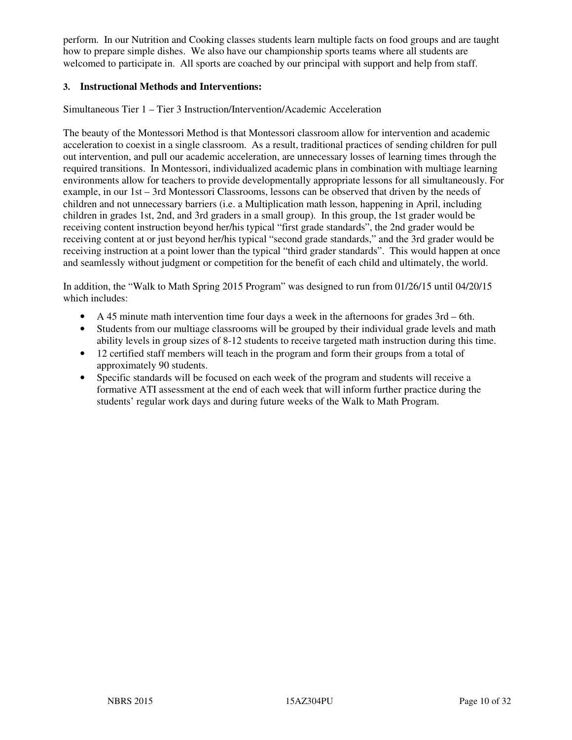perform. In our Nutrition and Cooking classes students learn multiple facts on food groups and are taught how to prepare simple dishes. We also have our championship sports teams where all students are welcomed to participate in. All sports are coached by our principal with support and help from staff.

### 3. Instructional Methods and Interventions:

Simultaneous Tier 1 – Tier 3 Instruction/Intervention/Academic Acceleration

The beauty of the Montessori Method is that Montessori classroom allow for intervention and academic acceleration to coexist in a single classroom. As a result, traditional practices of sending children for pull out intervention, and pull our academic acceleration, are unnecessary losses of learning times through the required transitions. In Montessori, individualized academic plans in combination with multiage learning environments allow for teachers to provide developmentally appropriate lessons for all simultaneously. For example, in our 1st – 3rd Montessori Classrooms, lessons can be observed that driven by the needs of children and not unnecessary barriers (i.e. a Multiplication math lesson, happening in April, including children in grades 1st, 2nd, and 3rd graders in a small group). In this group, the 1st grader would be receiving content instruction beyond her/his typical "first grade standards", the 2nd grader would be receiving content at or just beyond her/his typical "second grade standards," and the 3rd grader would be receiving instruction at a point lower than the typical "third grader standards". This would happen at once and seamlessly without judgment or competition for the benefit of each child and ultimately, the world.

In addition, the "Walk to Math Spring 2015 Program" was designed to run from 01/26/15 until 04/20/15 which includes:

- A 45 minute math intervention time four days a week in the afternoons for grades 3rd – 6th.
- Students from our multiage classrooms will be grouped by their individual grade levels and math ability levels in group sizes of 8-12 students to receive targeted math instruction during this time.
- 12 certified staff members will teach in the program and form their groups from a total of approximately 90 students.
- Specific standards will be focused on each week of the program and students will receive a formative ATI assessment at the end of each week that will inform further practice during the students' regular work days and during future weeks of the Walk to Math Program.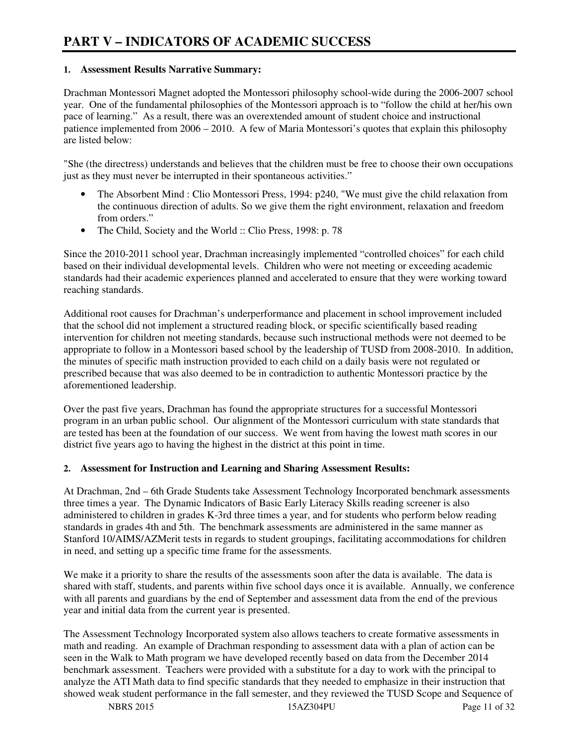# PART V – INDICATORS OF ACADEMIC SUCCESS

**1. Assessment Results Narrative Summary:**

Drachman Montessori Magnet adopted the Montessori philosophy school-wide during the 2006-2007 school year. One of the fundamental philosophies of the Montessori approach is to "follow the child at her/his own pace of learning." As a result, there was an overextended amount of student choice and instructional patience implemented from 2006 – 2010. A few of Maria Montessori's quotes that explain this philosophy are listed below:

"She (the directress) understands and believes that the children must be free to choose their own occupations just as they must never be interrupted in their spontaneous activities."

- The Absorbent Mind : Clio Montessori Press, 1994: p240, "We must give the child relaxation from the continuous direction of adults. So we give them the right environment, relaxation and freedom from orders."
- The Child, Society and the World :: Clio Press, 1998: p. 78

Since the 2010-2011 school year, Drachman increasingly implemented "controlled choices" for each child based on their individual developmental levels. Children who were not meeting or exceeding academic standards had their academic experiences planned and accelerated to ensure that they were working toward reaching standards.

Additional root causes for Drachman's underperformance and placement in school improvement included that the school did not implement a structured reading block, or specific scientifically based reading intervention for children not meeting standards, because such instructional methods were not deemed to be appropriate to follow in a Montessori based school by the leadership of TUSD from 2008-2010. In addition, the minutes of specific math instruction provided to each child on a daily basis were not regulated or prescribed because that was also deemed to be in contradiction to authentic Montessori practice by the aforementioned leadership.

Over the past five years, Drachman has found the appropriate structures for a successful Montessori program in an urban public school. Our alignment of the Montessori curriculum with state standards that are tested has been at the foundation of our success. We went from having the lowest math scores in our district five years ago to having the highest in the district at this point in time.

**2. Assessment for Instruction and Learning and Sharing Assessment Results:**

At Drachman, 2nd – 6th Grade Students take Assessment Technology Incorporated benchmark assessments three times a year. The Dynamic Indicators of Basic Early Literacy Skills reading screener is also administered to children in grades K-3rd three times a year, and for students who perform below reading standards in grades 4th and 5th. The benchmark assessments are administered in the same manner as Stanford 10/AIMS/AZMerit tests in regards to student groupings, facilitating accommodations for children in need, and setting up a specific time frame for the assessments.

We make it a priority to share the results of the assessments soon after the data is available. The data is shared with staff, students, and parents within five school days once it is available. Annually, we conference with all parents and guardians by the end of September and assessment data from the end of the previous year and initial data from the current year is presented.

The Assessment Technology Incorporated system also allows teachers to create formative assessments in math and reading. An example of Drachman responding to assessment data with a plan of action can be seen in the Walk to Math program we have developed recently based on data from the December 2014 benchmark assessment. Teachers were provided with a substitute for a day to work with the principal to analyze the ATI Math data to find specific standards that they needed to emphasize in their instruction that showed weak student performance in the fall semester, and they reviewed the TUSD Scope and Sequence of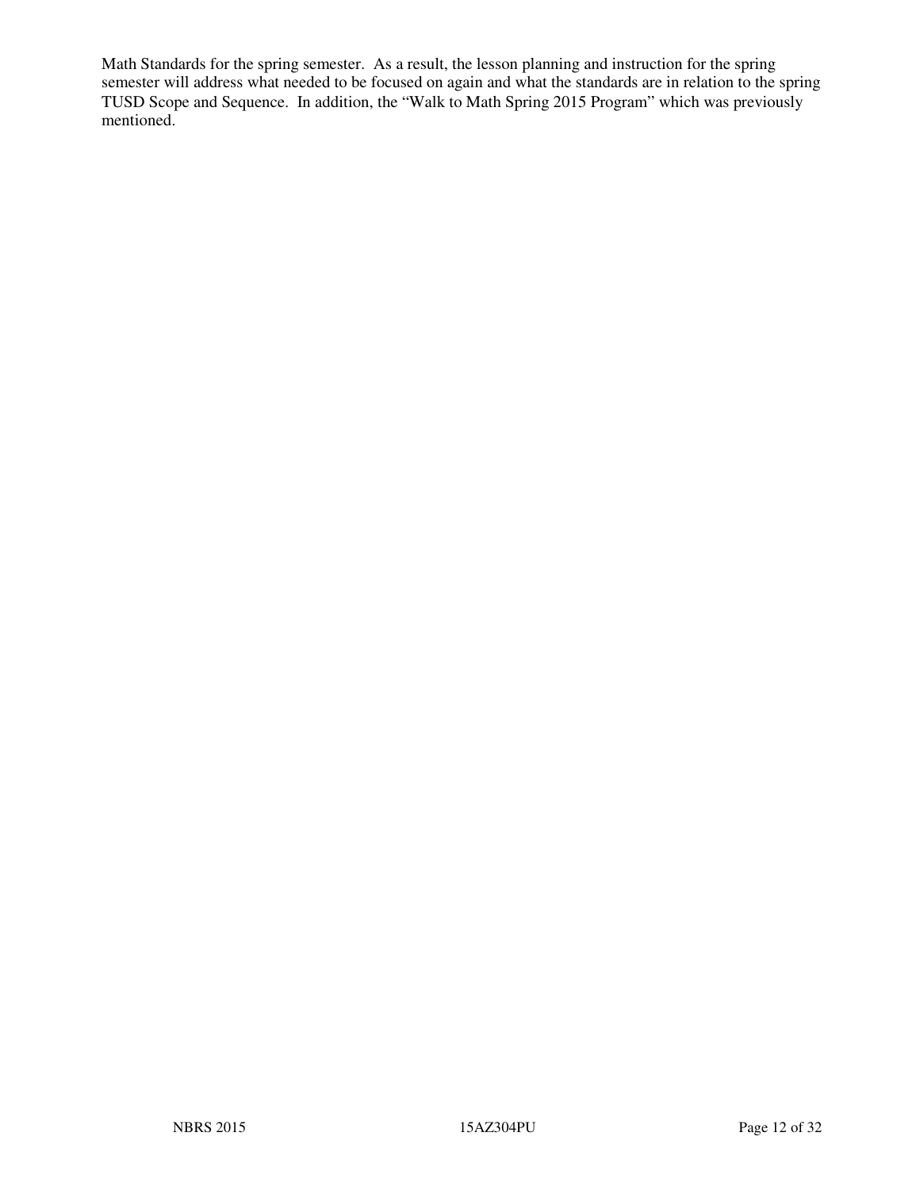Math Standards for the spring semester. As a result, the lesson planning and instruction for the spring semester will address what needed to be focused on again and what the standards are in relation to the spring TUSD Scope and Sequence. In addition, the "Walk to Math Spring 2015 Program" which was previously mentioned.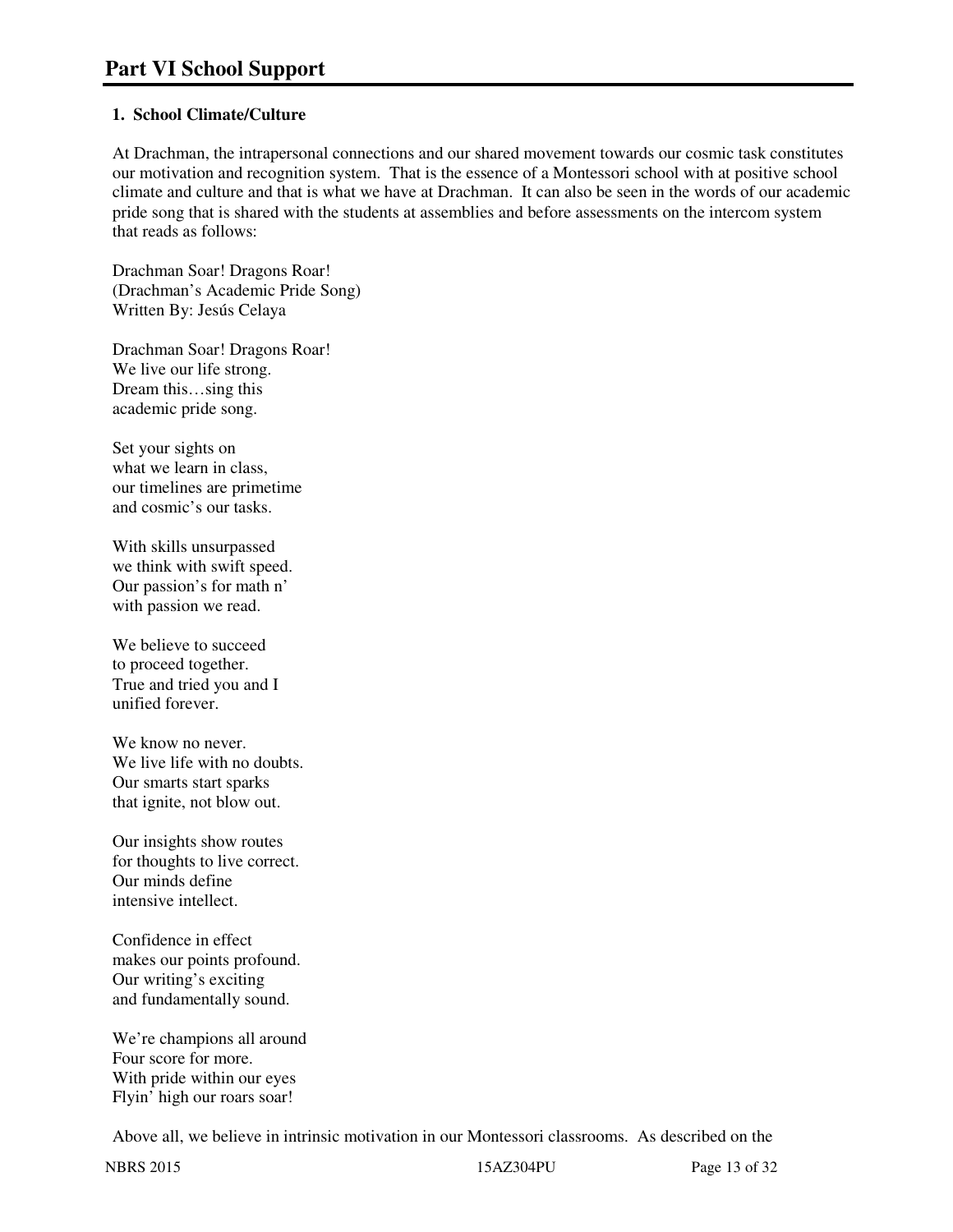# Part VI School Support

**1. School Climate/Culture**

At Drachman, the intrapersonal connections and our shared movement towards our cosmic task constitutes our motivation and recognition system. That is the essence of a Montessori school with at positive school climate and culture and that is what we have at Drachman. It can also be seen in the words of our academic pride song that is shared with the students at assemblies and before assessments on the intercom system that reads as follows:

Drachman Soar! Dragons Roar!
(Drachman's Academic Pride Song)
Written By: Jesús Celaya

Drachman Soar! Dragons Roar!
We live our life strong.
Dream this…sing this
academic pride song.

Set your sights on
what we learn in class,
our timelines are primetime
and cosmic's our tasks.

With skills unsurpassed
we think with swift speed.
Our passion's for math n'
with passion we read.

We believe to succeed
to proceed together.
True and tried you and I
unified forever.

We know no never.
We live life with no doubts.
Our smarts start sparks
that ignite, not blow out.

Our insights show routes
for thoughts to live correct.
Our minds define
intensive intellect.

Confidence in effect
makes our points profound.
Our writing's exciting
and fundamentally sound.

We're champions all around
Four score for more.
With pride within our eyes
Flyin' high our roars soar!

Above all, we believe in intrinsic motivation in our Montessori classrooms. As described on the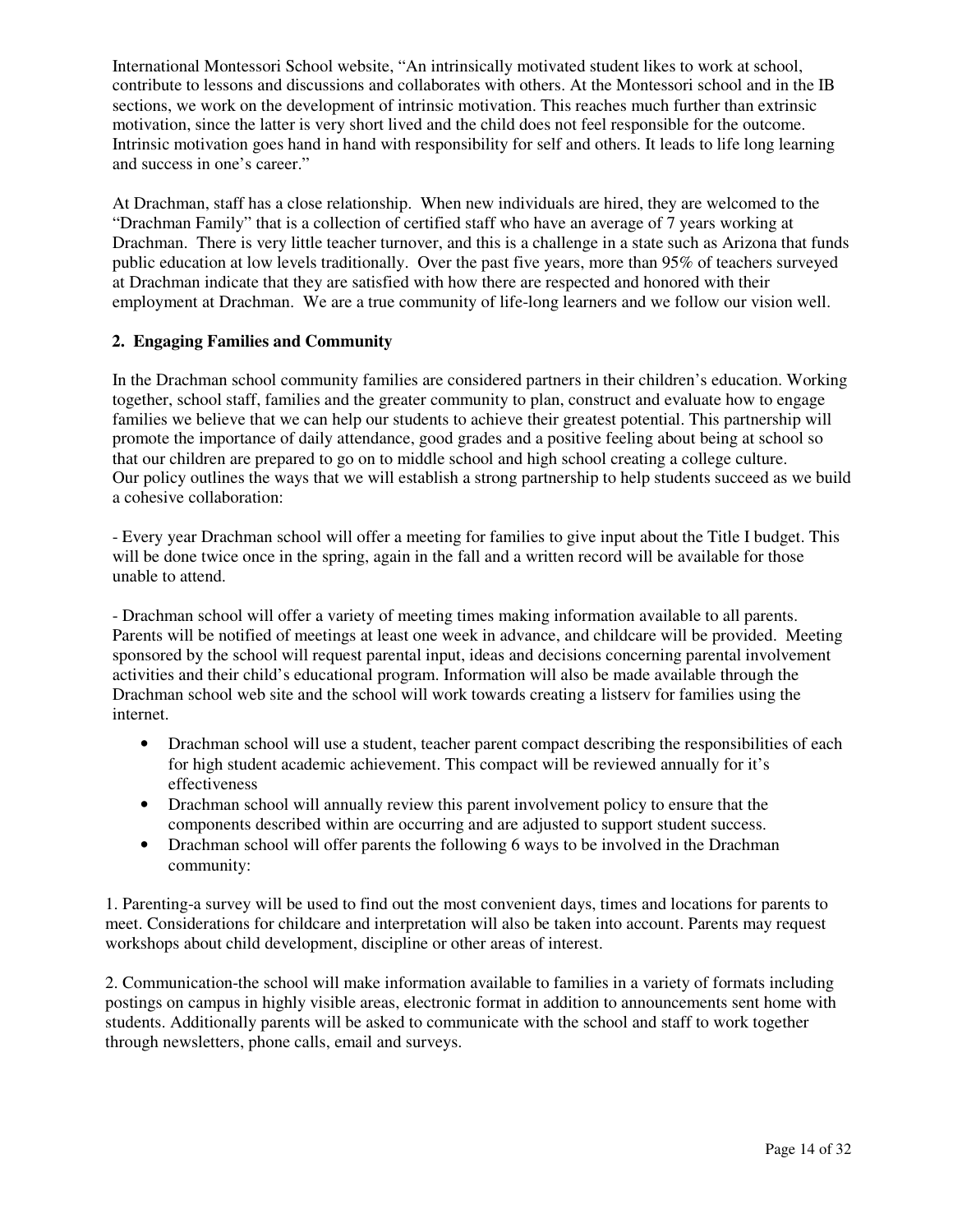International Montessori School website, “An intrinsically motivated student likes to work at school, contribute to lessons and discussions and collaborates with others. At the Montessori school and in the IB sections, we work on the development of intrinsic motivation. This reaches much further than extrinsic motivation, since the latter is very short lived and the child does not feel responsible for the outcome. Intrinsic motivation goes hand in hand with responsibility for self and others. It leads to life long learning and success in one’s career.”

At Drachman, staff has a close relationship. When new individuals are hired, they are welcomed to the “Drachman Family” that is a collection of certified staff who have an average of 7 years working at Drachman. There is very little teacher turnover, and this is a challenge in a state such as Arizona that funds public education at low levels traditionally. Over the past five years, more than 95% of teachers surveyed at Drachman indicate that they are satisfied with how there are respected and honored with their employment at Drachman. We are a true community of life-long learners and we follow our vision well.

**2. Engaging Families and Community**

In the Drachman school community families are considered partners in their children’s education. Working together, school staff, families and the greater community to plan, construct and evaluate how to engage families we believe that we can help our students to achieve their greatest potential. This partnership will promote the importance of daily attendance, good grades and a positive feeling about being at school so that our children are prepared to go on to middle school and high school creating a college culture. Our policy outlines the ways that we will establish a strong partnership to help students succeed as we build a cohesive collaboration:

- Every year Drachman school will offer a meeting for families to give input about the Title I budget. This will be done twice once in the spring, again in the fall and a written record will be available for those unable to attend.

- Drachman school will offer a variety of meeting times making information available to all parents. Parents will be notified of meetings at least one week in advance, and childcare will be provided. Meeting sponsored by the school will request parental input, ideas and decisions concerning parental involvement activities and their child’s educational program. Information will also be made available through the Drachman school web site and the school will work towards creating a listserv for families using the internet.

- Drachman school will use a student, teacher parent compact describing the responsibilities of each for high student academic achievement. This compact will be reviewed annually for it’s effectiveness
- Drachman school will annually review this parent involvement policy to ensure that the components described within are occurring and are adjusted to support student success.
- Drachman school will offer parents the following 6 ways to be involved in the Drachman community:

1. Parenting-a survey will be used to find out the most convenient days, times and locations for parents to meet. Considerations for childcare and interpretation will also be taken into account. Parents may request workshops about child development, discipline or other areas of interest.

2. Communication-the school will make information available to families in a variety of formats including postings on campus in highly visible areas, electronic format in addition to announcements sent home with students. Additionally parents will be asked to communicate with the school and staff to work together through newsletters, phone calls, email and surveys.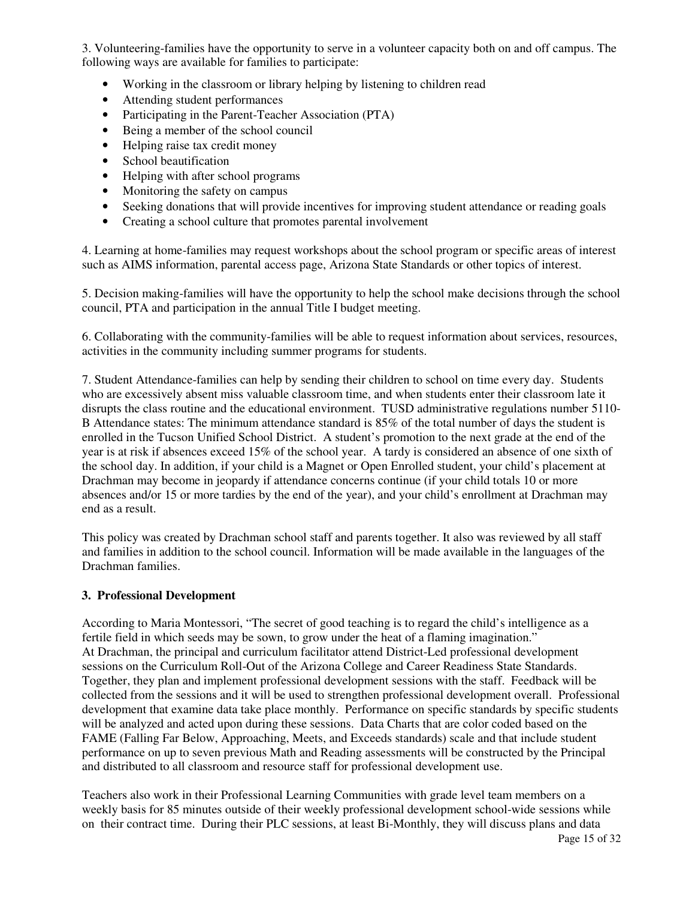3. Volunteering-families have the opportunity to serve in a volunteer capacity both on and off campus. The following ways are available for families to participate:

- Working in the classroom or library helping by listening to children read
- Attending student performances
- Participating in the Parent-Teacher Association (PTA)
- Being a member of the school council
- Helping raise tax credit money
- School beautification
- Helping with after school programs
- Monitoring the safety on campus
- Seeking donations that will provide incentives for improving student attendance or reading goals
- Creating a school culture that promotes parental involvement

4. Learning at home-families may request workshops about the school program or specific areas of interest such as AIMS information, parental access page, Arizona State Standards or other topics of interest.

5. Decision making-families will have the opportunity to help the school make decisions through the school council, PTA and participation in the annual Title I budget meeting.

6. Collaborating with the community-families will be able to request information about services, resources, activities in the community including summer programs for students.

7. Student Attendance-families can help by sending their children to school on time every day. Students who are excessively absent miss valuable classroom time, and when students enter their classroom late it disrupts the class routine and the educational environment. TUSD administrative regulations number 5110-B Attendance states: The minimum attendance standard is 85% of the total number of days the student is enrolled in the Tucson Unified School District. A student's promotion to the next grade at the end of the year is at risk if absences exceed 15% of the school year. A tardy is considered an absence of one sixth of the school day. In addition, if your child is a Magnet or Open Enrolled student, your child's placement at Drachman may become in jeopardy if attendance concerns continue (if your child totals 10 or more absences and/or 15 or more tardies by the end of the year), and your child's enrollment at Drachman may end as a result.

This policy was created by Drachman school staff and parents together. It also was reviewed by all staff and families in addition to the school council. Information will be made available in the languages of the Drachman families.

### 3. Professional Development

According to Maria Montessori, "The secret of good teaching is to regard the child's intelligence as a fertile field in which seeds may be sown, to grow under the heat of a flaming imagination."
At Drachman, the principal and curriculum facilitator attend District-Led professional development sessions on the Curriculum Roll-Out of the Arizona College and Career Readiness State Standards. Together, they plan and implement professional development sessions with the staff. Feedback will be collected from the sessions and it will be used to strengthen professional development overall. Professional development that examine data take place monthly. Performance on specific standards by specific students will be analyzed and acted upon during these sessions. Data Charts that are color coded based on the FAME (Falling Far Below, Approaching, Meets, and Exceeds standards) scale and that include student performance on up to seven previous Math and Reading assessments will be constructed by the Principal and distributed to all classroom and resource staff for professional development use.

Teachers also work in their Professional Learning Communities with grade level team members on a weekly basis for 85 minutes outside of their weekly professional development school-wide sessions while on their contract time. During their PLC sessions, at least Bi-Monthly, they will discuss plans and data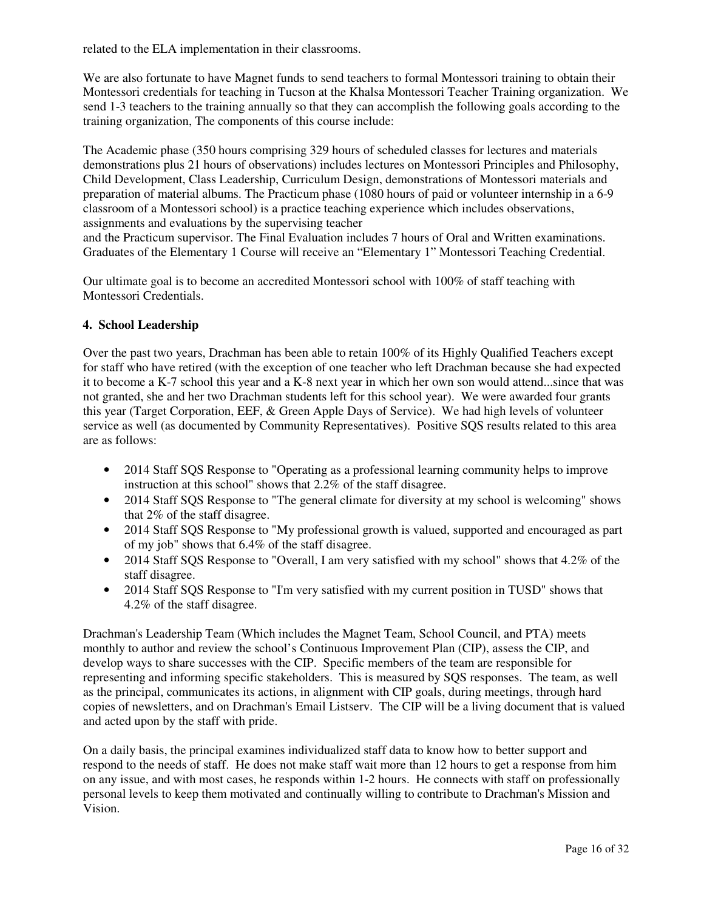related to the ELA implementation in their classrooms.

We are also fortunate to have Magnet funds to send teachers to formal Montessori training to obtain their Montessori credentials for teaching in Tucson at the Khalsa Montessori Teacher Training organization. We send 1-3 teachers to the training annually so that they can accomplish the following goals according to the training organization, The components of this course include:

The Academic phase (350 hours comprising 329 hours of scheduled classes for lectures and materials demonstrations plus 21 hours of observations) includes lectures on Montessori Principles and Philosophy, Child Development, Class Leadership, Curriculum Design, demonstrations of Montessori materials and preparation of material albums. The Practicum phase (1080 hours of paid or volunteer internship in a 6-9 classroom of a Montessori school) is a practice teaching experience which includes observations, assignments and evaluations by the supervising teacher
and the Practicum supervisor. The Final Evaluation includes 7 hours of Oral and Written examinations. Graduates of the Elementary 1 Course will receive an "Elementary 1" Montessori Teaching Credential.

Our ultimate goal is to become an accredited Montessori school with 100% of staff teaching with Montessori Credentials.

**4. School Leadership**

Over the past two years, Drachman has been able to retain 100% of its Highly Qualified Teachers except for staff who have retired (with the exception of one teacher who left Drachman because she had expected it to become a K-7 school this year and a K-8 next year in which her own son would attend...since that was not granted, she and her two Drachman students left for this school year). We were awarded four grants this year (Target Corporation, EEF, & Green Apple Days of Service). We had high levels of volunteer service as well (as documented by Community Representatives). Positive SQS results related to this area are as follows:

- 2014 Staff SQS Response to "Operating as a professional learning community helps to improve instruction at this school" shows that 2.2% of the staff disagree.
- 2014 Staff SQS Response to "The general climate for diversity at my school is welcoming" shows that 2% of the staff disagree.
- 2014 Staff SQS Response to "My professional growth is valued, supported and encouraged as part of my job" shows that 6.4% of the staff disagree.
- 2014 Staff SQS Response to "Overall, I am very satisfied with my school" shows that 4.2% of the staff disagree.
- 2014 Staff SQS Response to "I'm very satisfied with my current position in TUSD" shows that 4.2% of the staff disagree.

Drachman's Leadership Team (Which includes the Magnet Team, School Council, and PTA) meets monthly to author and review the school's Continuous Improvement Plan (CIP), assess the CIP, and develop ways to share successes with the CIP. Specific members of the team are responsible for representing and informing specific stakeholders. This is measured by SQS responses. The team, as well as the principal, communicates its actions, in alignment with CIP goals, during meetings, through hard copies of newsletters, and on Drachman's Email Listserv. The CIP will be a living document that is valued and acted upon by the staff with pride.

On a daily basis, the principal examines individualized staff data to know how to better support and respond to the needs of staff. He does not make staff wait more than 12 hours to get a response from him on any issue, and with most cases, he responds within 1-2 hours. He connects with staff on professionally personal levels to keep them motivated and continually willing to contribute to Drachman's Mission and Vision.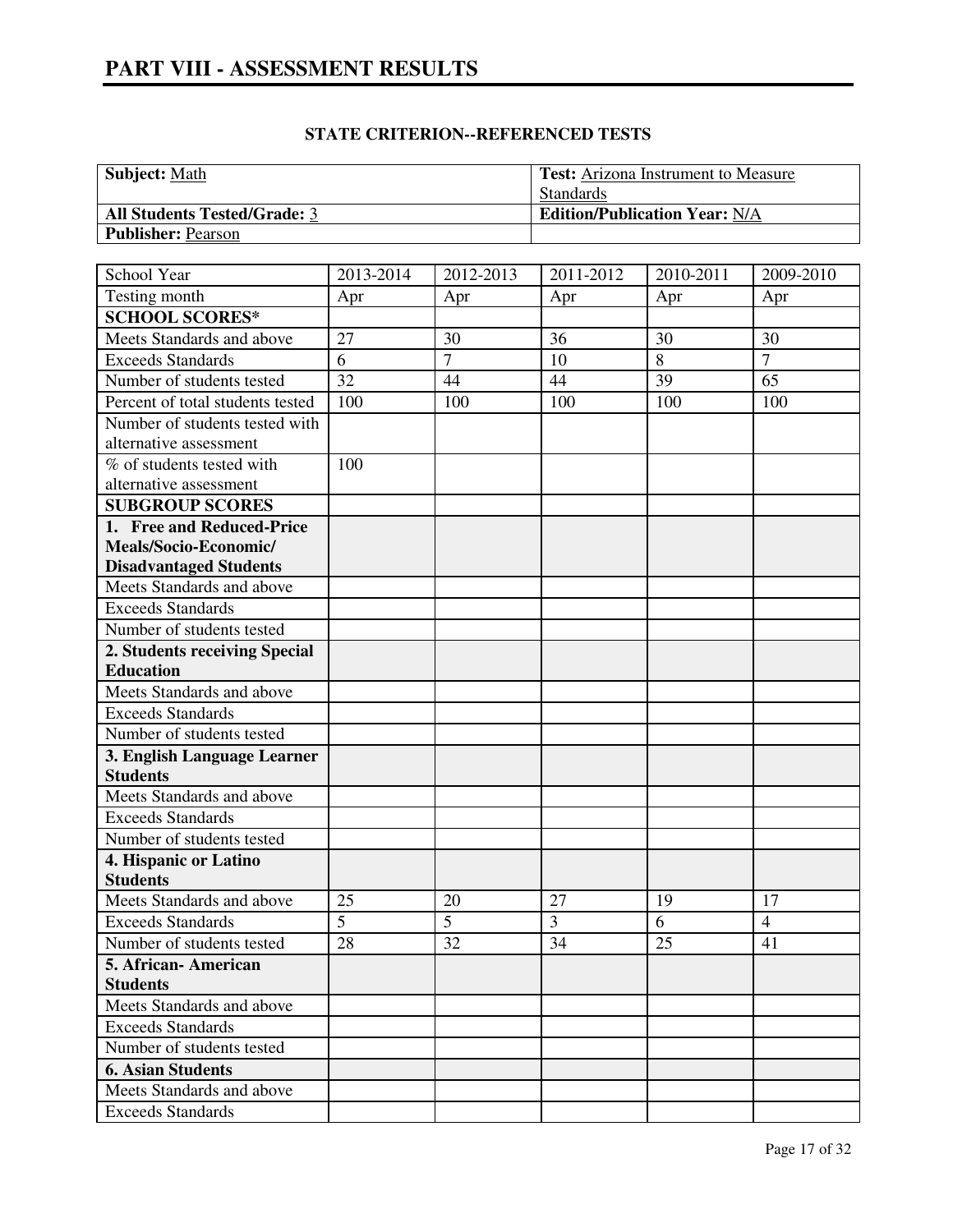# PART VIII - ASSESSMENT RESULTS

### STATE CRITERION--REFERENCED TESTS

| **Subject:** Math | **Test:** Arizona Instrument to Measure Standards |
|---|---|
| **All Students Tested/Grade:** 3 | **Edition/Publication Year:** N/A |
| **Publisher:** Pearson | |

| School Year | 2013-2014 | 2012-2013 | 2011-2012 | 2010-2011 | 2009-2010 |
|---|---|---|---|---|---|
| Testing month | Apr | Apr | Apr | Apr | Apr |
| **SCHOOL SCORES*** | | | | | |
| Meets Standards and above | 27 | 30 | 36 | 30 | 30 |
| Exceeds Standards | 6 | 7 | 10 | 8 | 7 |
| Number of students tested | 32 | 44 | 44 | 39 | 65 |
| Percent of total students tested | 100 | 100 | 100 | 100 | 100 |
| Number of students tested with alternative assessment | | | | | |
| % of students tested with alternative assessment | 100 | | | | |
| **SUBGROUP SCORES** | | | | | |
| **1. Free and Reduced-Price Meals/Socio-Economic/ Disadvantaged Students** | | | | | |
| Meets Standards and above | | | | | |
| Exceeds Standards | | | | | |
| Number of students tested | | | | | |
| **2. Students receiving Special Education** | | | | | |
| Meets Standards and above | | | | | |
| Exceeds Standards | | | | | |
| Number of students tested | | | | | |
| **3. English Language Learner Students** | | | | | |
| Meets Standards and above | | | | | |
| Exceeds Standards | | | | | |
| Number of students tested | | | | | |
| **4. Hispanic or Latino Students** | | | | | |
| Meets Standards and above | 25 | 20 | 27 | 19 | 17 |
| Exceeds Standards | 5 | 5 | 3 | 6 | 4 |
| Number of students tested | 28 | 32 | 34 | 25 | 41 |
| **5. African- American Students** | | | | | |
| Meets Standards and above | | | | | |
| Exceeds Standards | | | | | |
| Number of students tested | | | | | |
| **6. Asian Students** | | | | | |
| Meets Standards and above | | | | | |
| Exceeds Standards | | | | | |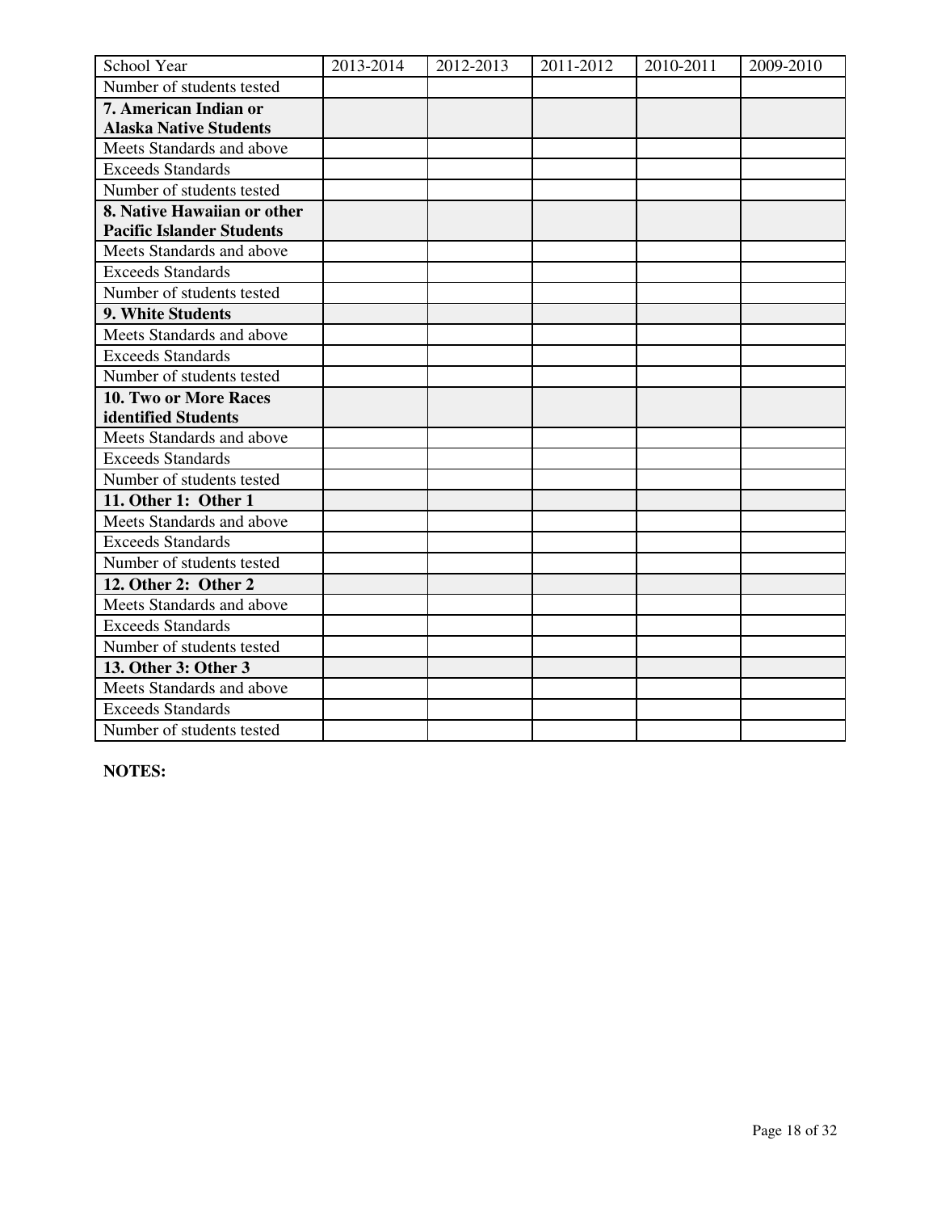| School Year | 2013-2014 | 2012-2013 | 2011-2012 | 2010-2011 | 2009-2010 |
|---|---|---|---|---|---|
| Number of students tested | | | | | |
| **7. American Indian or Alaska Native Students** | | | | | |
| Meets Standards and above | | | | | |
| Exceeds Standards | | | | | |
| Number of students tested | | | | | |
| **8. Native Hawaiian or other Pacific Islander Students** | | | | | |
| Meets Standards and above | | | | | |
| Exceeds Standards | | | | | |
| Number of students tested | | | | | |
| **9. White Students** | | | | | |
| Meets Standards and above | | | | | |
| Exceeds Standards | | | | | |
| Number of students tested | | | | | |
| **10. Two or More Races identified Students** | | | | | |
| Meets Standards and above | | | | | |
| Exceeds Standards | | | | | |
| Number of students tested | | | | | |
| **11. Other 1: Other 1** | | | | | |
| Meets Standards and above | | | | | |
| Exceeds Standards | | | | | |
| Number of students tested | | | | | |
| **12. Other 2: Other 2** | | | | | |
| Meets Standards and above | | | | | |
| Exceeds Standards | | | | | |
| Number of students tested | | | | | |
| **13. Other 3: Other 3** | | | | | |
| Meets Standards and above | | | | | |
| Exceeds Standards | | | | | |
| Number of students tested | | | | | |

**NOTES:**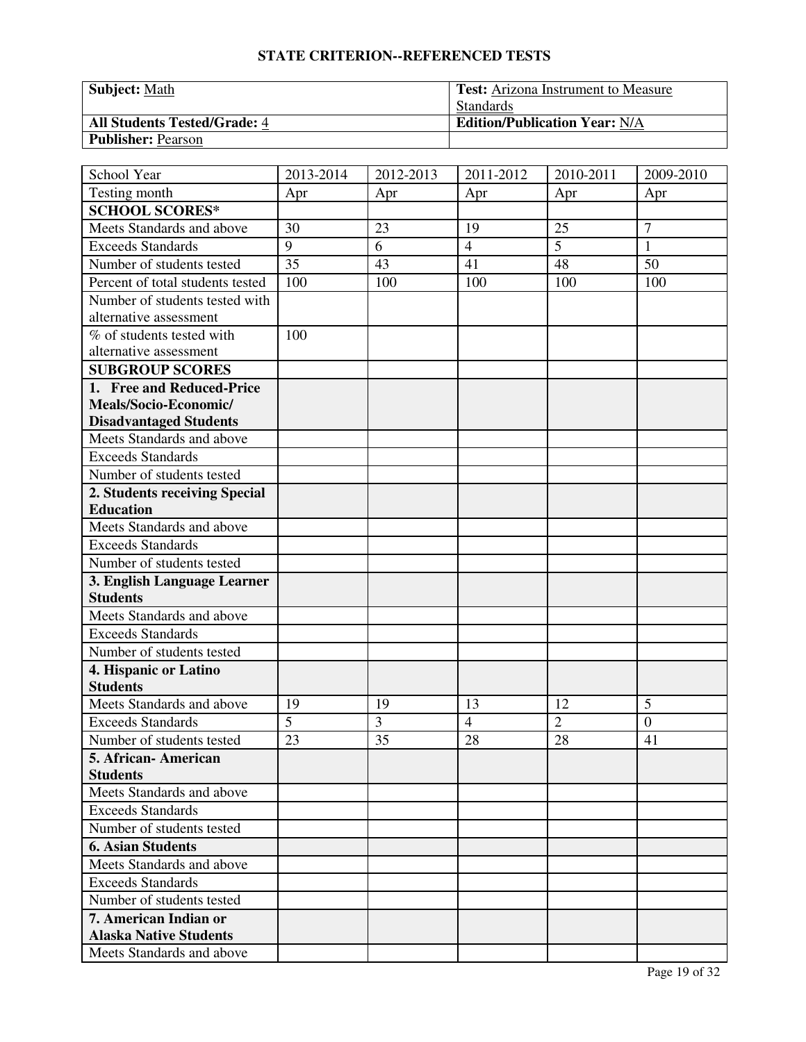## STATE CRITERION--REFERENCED TESTS

| **Subject:** Math | **Test:** Arizona Instrument to Measure Standards |
|---|---|
| **All Students Tested/Grade:** 4 | **Edition/Publication Year:** N/A |
| **Publisher:** Pearson | |

| School Year | 2013-2014 | 2012-2013 | 2011-2012 | 2010-2011 | 2009-2010 |
|---|---|---|---|---|---|
| Testing month | Apr | Apr | Apr | Apr | Apr |
| **SCHOOL SCORES*** | | | | | |
| Meets Standards and above | 30 | 23 | 19 | 25 | 7 |
| Exceeds Standards | 9 | 6 | 4 | 5 | 1 |
| Number of students tested | 35 | 43 | 41 | 48 | 50 |
| Percent of total students tested | 100 | 100 | 100 | 100 | 100 |
| Number of students tested with alternative assessment | | | | | |
| % of students tested with alternative assessment | 100 | | | | |
| **SUBGROUP SCORES** | | | | | |
| **1. Free and Reduced-Price Meals/Socio-Economic/ Disadvantaged Students** | | | | | |
| Meets Standards and above | | | | | |
| Exceeds Standards | | | | | |
| Number of students tested | | | | | |
| **2. Students receiving Special Education** | | | | | |
| Meets Standards and above | | | | | |
| Exceeds Standards | | | | | |
| Number of students tested | | | | | |
| **3. English Language Learner Students** | | | | | |
| Meets Standards and above | | | | | |
| Exceeds Standards | | | | | |
| Number of students tested | | | | | |
| **4. Hispanic or Latino Students** | | | | | |
| Meets Standards and above | 19 | 19 | 13 | 12 | 5 |
| Exceeds Standards | 5 | 3 | 4 | 2 | 0 |
| Number of students tested | 23 | 35 | 28 | 28 | 41 |
| **5. African- American Students** | | | | | |
| Meets Standards and above | | | | | |
| Exceeds Standards | | | | | |
| Number of students tested | | | | | |
| **6. Asian Students** | | | | | |
| Meets Standards and above | | | | | |
| Exceeds Standards | | | | | |
| Number of students tested | | | | | |
| **7. American Indian or Alaska Native Students** | | | | | |
| Meets Standards and above | | | | | |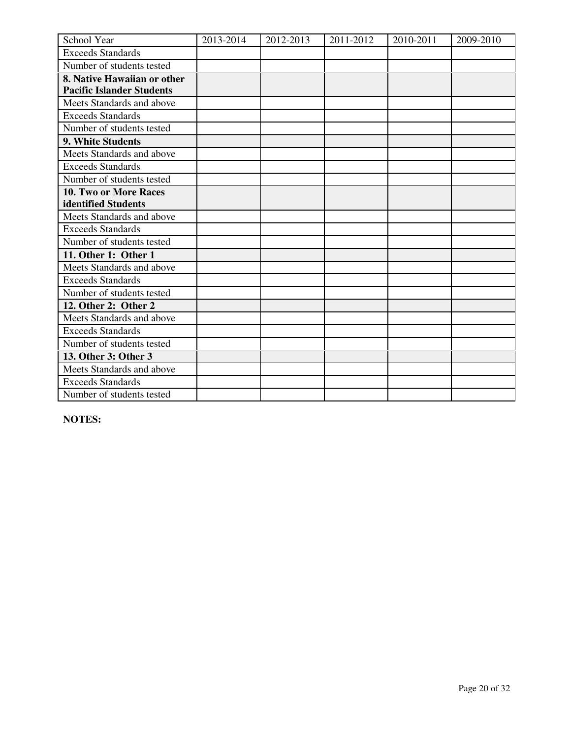| School Year | 2013-2014 | 2012-2013 | 2011-2012 | 2010-2011 | 2009-2010 |
|---|---|---|---|---|---|
| Exceeds Standards | | | | | |
| Number of students tested | | | | | |
| **8. Native Hawaiian or other Pacific Islander Students** | | | | | |
| Meets Standards and above | | | | | |
| Exceeds Standards | | | | | |
| Number of students tested | | | | | |
| **9. White Students** | | | | | |
| Meets Standards and above | | | | | |
| Exceeds Standards | | | | | |
| Number of students tested | | | | | |
| **10. Two or More Races identified Students** | | | | | |
| Meets Standards and above | | | | | |
| Exceeds Standards | | | | | |
| Number of students tested | | | | | |
| **11. Other 1: Other 1** | | | | | |
| Meets Standards and above | | | | | |
| Exceeds Standards | | | | | |
| Number of students tested | | | | | |
| **12. Other 2: Other 2** | | | | | |
| Meets Standards and above | | | | | |
| Exceeds Standards | | | | | |
| Number of students tested | | | | | |
| **13. Other 3: Other 3** | | | | | |
| Meets Standards and above | | | | | |
| Exceeds Standards | | | | | |
| Number of students tested | | | | | |

**NOTES:**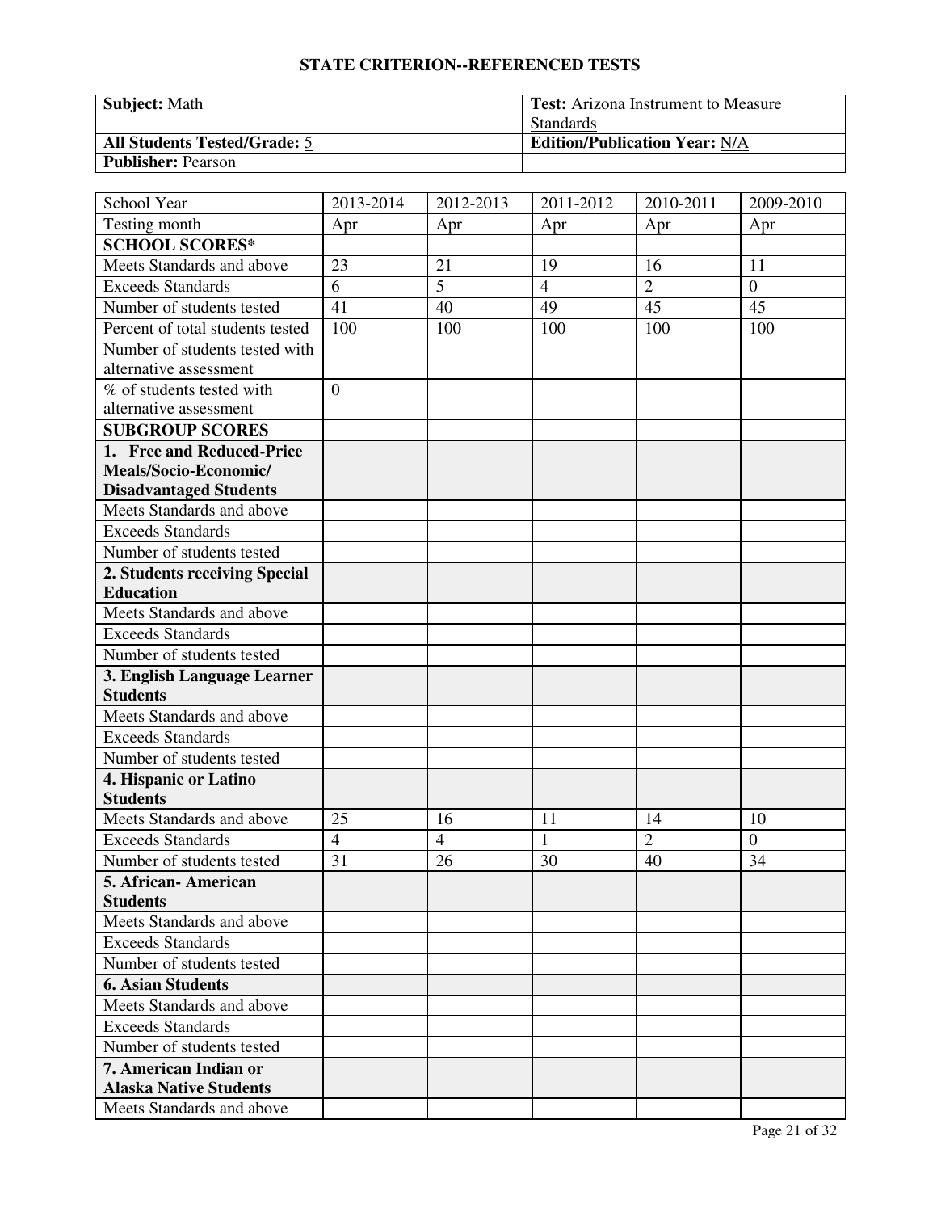# STATE CRITERION--REFERENCED TESTS

| **Subject:** Math | **Test:** Arizona Instrument to Measure Standards |
|---|---|
| **All Students Tested/Grade:** 5 | **Edition/Publication Year:** N/A |
| **Publisher:** Pearson | |

| School Year | 2013-2014 | 2012-2013 | 2011-2012 | 2010-2011 | 2009-2010 |
|---|---|---|---|---|---|
| Testing month | Apr | Apr | Apr | Apr | Apr |
| **SCHOOL SCORES*** | | | | | |
| Meets Standards and above | 23 | 21 | 19 | 16 | 11 |
| Exceeds Standards | 6 | 5 | 4 | 2 | 0 |
| Number of students tested | 41 | 40 | 49 | 45 | 45 |
| Percent of total students tested | 100 | 100 | 100 | 100 | 100 |
| Number of students tested with alternative assessment | | | | | |
| % of students tested with alternative assessment | 0 | | | | |
| **SUBGROUP SCORES** | | | | | |
| **1. Free and Reduced-Price Meals/Socio-Economic/ Disadvantaged Students** | | | | | |
| Meets Standards and above | | | | | |
| Exceeds Standards | | | | | |
| Number of students tested | | | | | |
| **2. Students receiving Special Education** | | | | | |
| Meets Standards and above | | | | | |
| Exceeds Standards | | | | | |
| Number of students tested | | | | | |
| **3. English Language Learner Students** | | | | | |
| Meets Standards and above | | | | | |
| Exceeds Standards | | | | | |
| Number of students tested | | | | | |
| **4. Hispanic or Latino Students** | | | | | |
| Meets Standards and above | 25 | 16 | 11 | 14 | 10 |
| Exceeds Standards | 4 | 4 | 1 | 2 | 0 |
| Number of students tested | 31 | 26 | 30 | 40 | 34 |
| **5. African- American Students** | | | | | |
| Meets Standards and above | | | | | |
| Exceeds Standards | | | | | |
| Number of students tested | | | | | |
| **6. Asian Students** | | | | | |
| Meets Standards and above | | | | | |
| Exceeds Standards | | | | | |
| Number of students tested | | | | | |
| **7. American Indian or Alaska Native Students** | | | | | |
| Meets Standards and above | | | | | |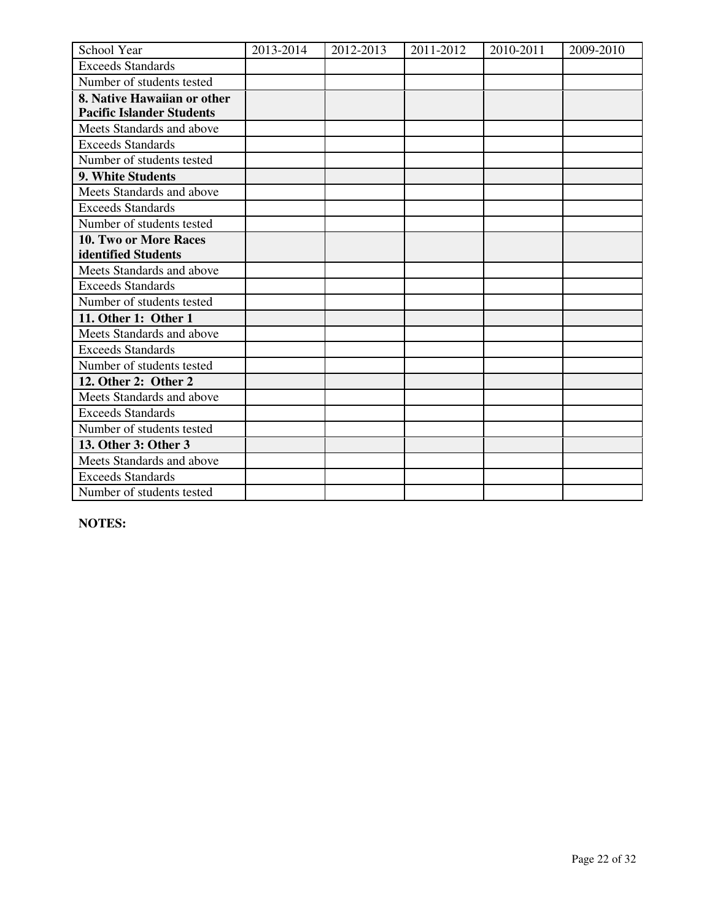| School Year | 2013-2014 | 2012-2013 | 2011-2012 | 2010-2011 | 2009-2010 |
|---|---|---|---|---|---|
| Exceeds Standards | | | | | |
| Number of students tested | | | | | |
| **8. Native Hawaiian or other Pacific Islander Students** | | | | | |
| Meets Standards and above | | | | | |
| Exceeds Standards | | | | | |
| Number of students tested | | | | | |
| **9. White Students** | | | | | |
| Meets Standards and above | | | | | |
| Exceeds Standards | | | | | |
| Number of students tested | | | | | |
| **10. Two or More Races identified Students** | | | | | |
| Meets Standards and above | | | | | |
| Exceeds Standards | | | | | |
| Number of students tested | | | | | |
| **11. Other 1: Other 1** | | | | | |
| Meets Standards and above | | | | | |
| Exceeds Standards | | | | | |
| Number of students tested | | | | | |
| **12. Other 2: Other 2** | | | | | |
| Meets Standards and above | | | | | |
| Exceeds Standards | | | | | |
| Number of students tested | | | | | |
| **13. Other 3: Other 3** | | | | | |
| Meets Standards and above | | | | | |
| Exceeds Standards | | | | | |
| Number of students tested | | | | | |

**NOTES:**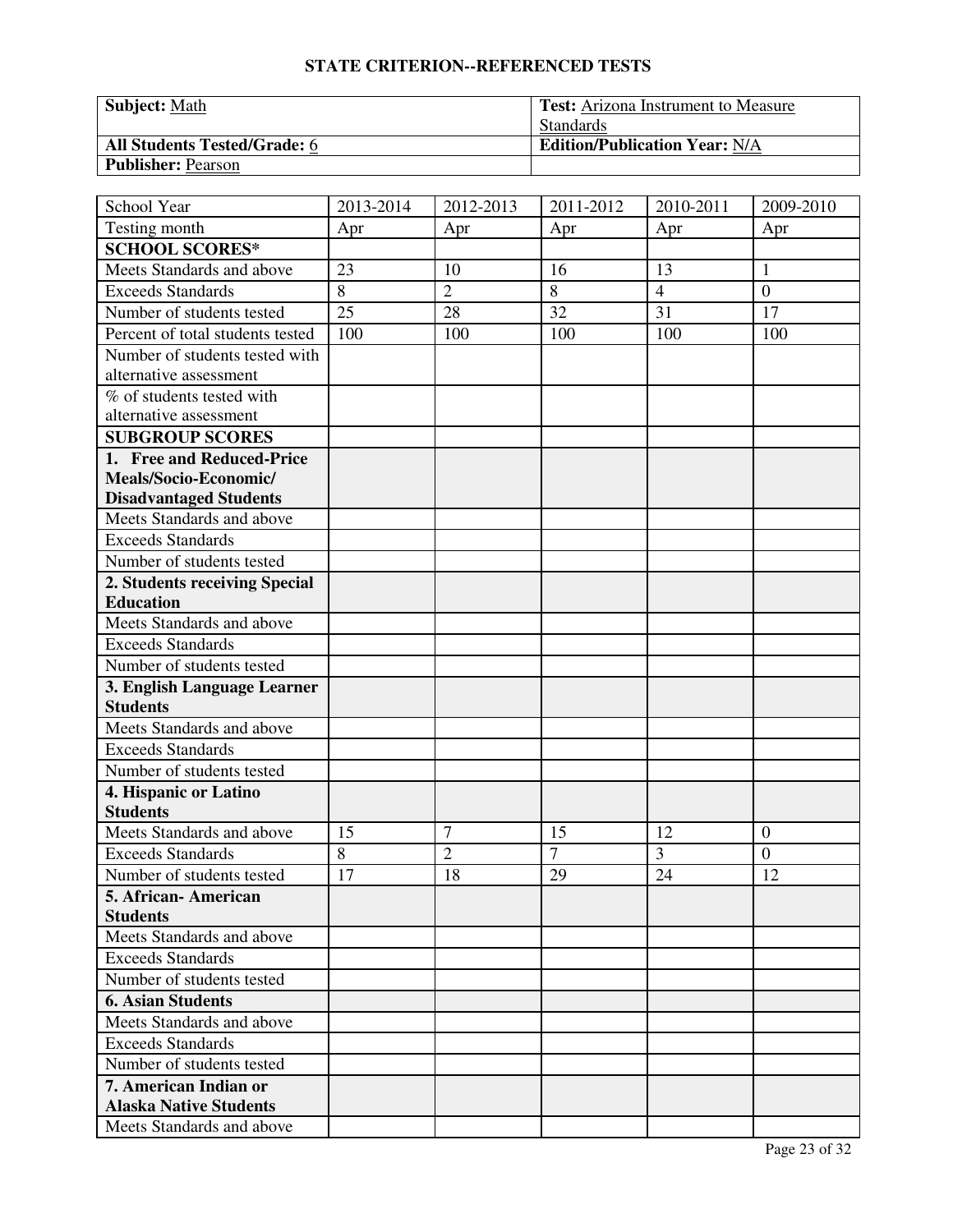## STATE CRITERION--REFERENCED TESTS

| **Subject:** Math | **Test:** Arizona Instrument to Measure Standards |
|---|---|
| **All Students Tested/Grade:** 6 | **Edition/Publication Year:** N/A |
| **Publisher:** Pearson | |

| School Year | 2013-2014 | 2012-2013 | 2011-2012 | 2010-2011 | 2009-2010 |
|---|---|---|---|---|---|
| Testing month | Apr | Apr | Apr | Apr | Apr |
| **SCHOOL SCORES*** | | | | | |
| Meets Standards and above | 23 | 10 | 16 | 13 | 1 |
| Exceeds Standards | 8 | 2 | 8 | 4 | 0 |
| Number of students tested | 25 | 28 | 32 | 31 | 17 |
| Percent of total students tested | 100 | 100 | 100 | 100 | 100 |
| Number of students tested with alternative assessment | | | | | |
| % of students tested with alternative assessment | | | | | |
| **SUBGROUP SCORES** | | | | | |
| **1. Free and Reduced-Price Meals/Socio-Economic/ Disadvantaged Students** | | | | | |
| Meets Standards and above | | | | | |
| Exceeds Standards | | | | | |
| Number of students tested | | | | | |
| **2. Students receiving Special Education** | | | | | |
| Meets Standards and above | | | | | |
| Exceeds Standards | | | | | |
| Number of students tested | | | | | |
| **3. English Language Learner Students** | | | | | |
| Meets Standards and above | | | | | |
| Exceeds Standards | | | | | |
| Number of students tested | | | | | |
| **4. Hispanic or Latino Students** | | | | | |
| Meets Standards and above | 15 | 7 | 15 | 12 | 0 |
| Exceeds Standards | 8 | 2 | 7 | 3 | 0 |
| Number of students tested | 17 | 18 | 29 | 24 | 12 |
| **5. African- American Students** | | | | | |
| Meets Standards and above | | | | | |
| Exceeds Standards | | | | | |
| Number of students tested | | | | | |
| **6. Asian Students** | | | | | |
| Meets Standards and above | | | | | |
| Exceeds Standards | | | | | |
| Number of students tested | | | | | |
| **7. American Indian or Alaska Native Students** | | | | | |
| Meets Standards and above | | | | | |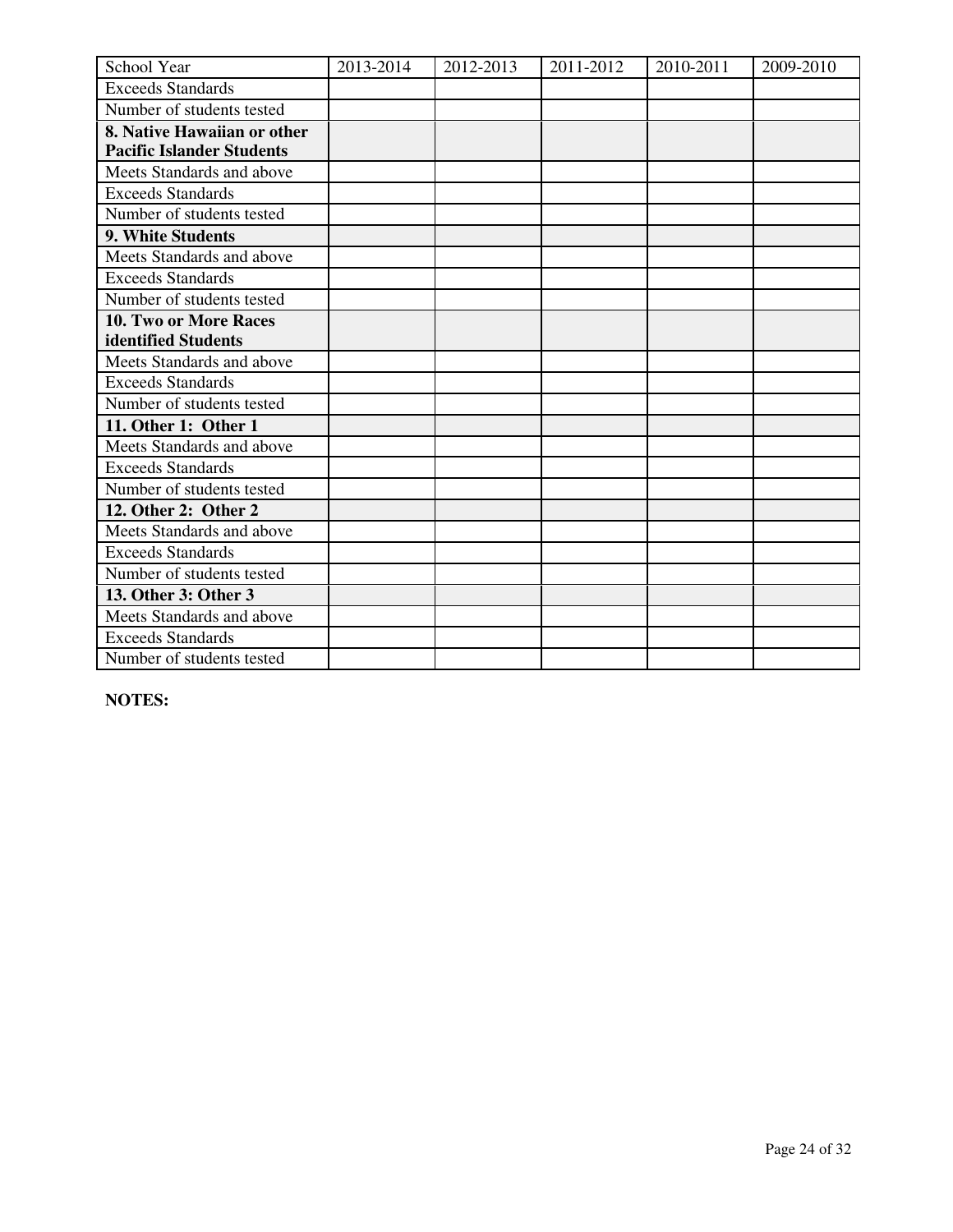| School Year | 2013-2014 | 2012-2013 | 2011-2012 | 2010-2011 | 2009-2010 |
|---|---|---|---|---|---|
| Exceeds Standards | | | | | |
| Number of students tested | | | | | |
| **8. Native Hawaiian or other Pacific Islander Students** | | | | | |
| Meets Standards and above | | | | | |
| Exceeds Standards | | | | | |
| Number of students tested | | | | | |
| **9. White Students** | | | | | |
| Meets Standards and above | | | | | |
| Exceeds Standards | | | | | |
| Number of students tested | | | | | |
| **10. Two or More Races identified Students** | | | | | |
| Meets Standards and above | | | | | |
| Exceeds Standards | | | | | |
| Number of students tested | | | | | |
| **11. Other 1: Other 1** | | | | | |
| Meets Standards and above | | | | | |
| Exceeds Standards | | | | | |
| Number of students tested | | | | | |
| **12. Other 2: Other 2** | | | | | |
| Meets Standards and above | | | | | |
| Exceeds Standards | | | | | |
| Number of students tested | | | | | |
| **13. Other 3: Other 3** | | | | | |
| Meets Standards and above | | | | | |
| Exceeds Standards | | | | | |
| Number of students tested | | | | | |

**NOTES:**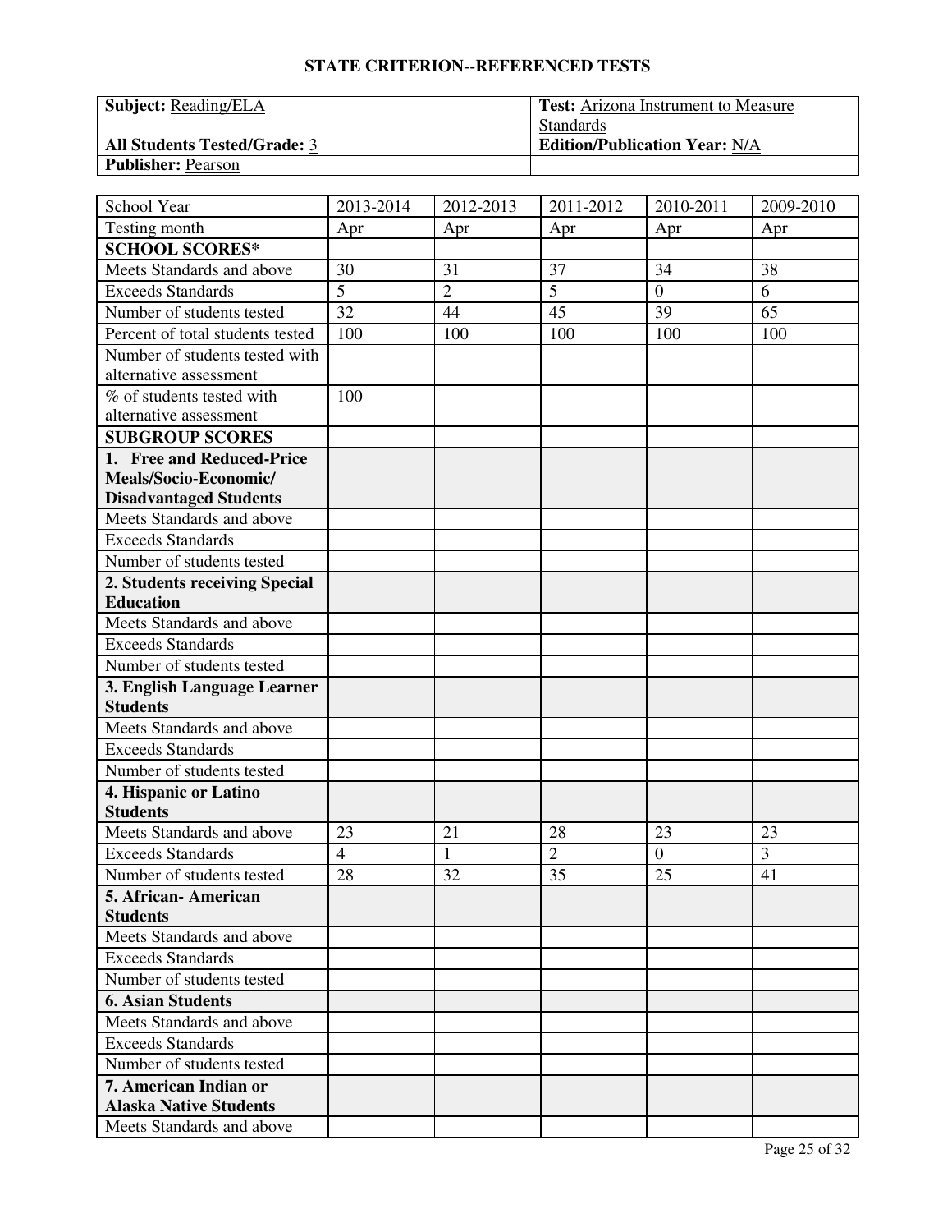# STATE CRITERION--REFERENCED TESTS

| **Subject:** Reading/ELA | **Test:** Arizona Instrument to Measure Standards |
|---|---|
| **All Students Tested/Grade:** 3 | **Edition/Publication Year:** N/A |
| **Publisher:** Pearson | |

| School Year | 2013-2014 | 2012-2013 | 2011-2012 | 2010-2011 | 2009-2010 |
|---|---|---|---|---|---|
| Testing month | Apr | Apr | Apr | Apr | Apr |
| **SCHOOL SCORES*** | | | | | |
| Meets Standards and above | 30 | 31 | 37 | 34 | 38 |
| Exceeds Standards | 5 | 2 | 5 | 0 | 6 |
| Number of students tested | 32 | 44 | 45 | 39 | 65 |
| Percent of total students tested | 100 | 100 | 100 | 100 | 100 |
| Number of students tested with alternative assessment | | | | | |
| % of students tested with alternative assessment | 100 | | | | |
| **SUBGROUP SCORES** | | | | | |
| **1. Free and Reduced-Price Meals/Socio-Economic/ Disadvantaged Students** | | | | | |
| Meets Standards and above | | | | | |
| Exceeds Standards | | | | | |
| Number of students tested | | | | | |
| **2. Students receiving Special Education** | | | | | |
| Meets Standards and above | | | | | |
| Exceeds Standards | | | | | |
| Number of students tested | | | | | |
| **3. English Language Learner Students** | | | | | |
| Meets Standards and above | | | | | |
| Exceeds Standards | | | | | |
| Number of students tested | | | | | |
| **4. Hispanic or Latino Students** | | | | | |
| Meets Standards and above | 23 | 21 | 28 | 23 | 23 |
| Exceeds Standards | 4 | 1 | 2 | 0 | 3 |
| Number of students tested | 28 | 32 | 35 | 25 | 41 |
| **5. African- American Students** | | | | | |
| Meets Standards and above | | | | | |
| Exceeds Standards | | | | | |
| Number of students tested | | | | | |
| **6. Asian Students** | | | | | |
| Meets Standards and above | | | | | |
| Exceeds Standards | | | | | |
| Number of students tested | | | | | |
| **7. American Indian or Alaska Native Students** | | | | | |
| Meets Standards and above | | | | | |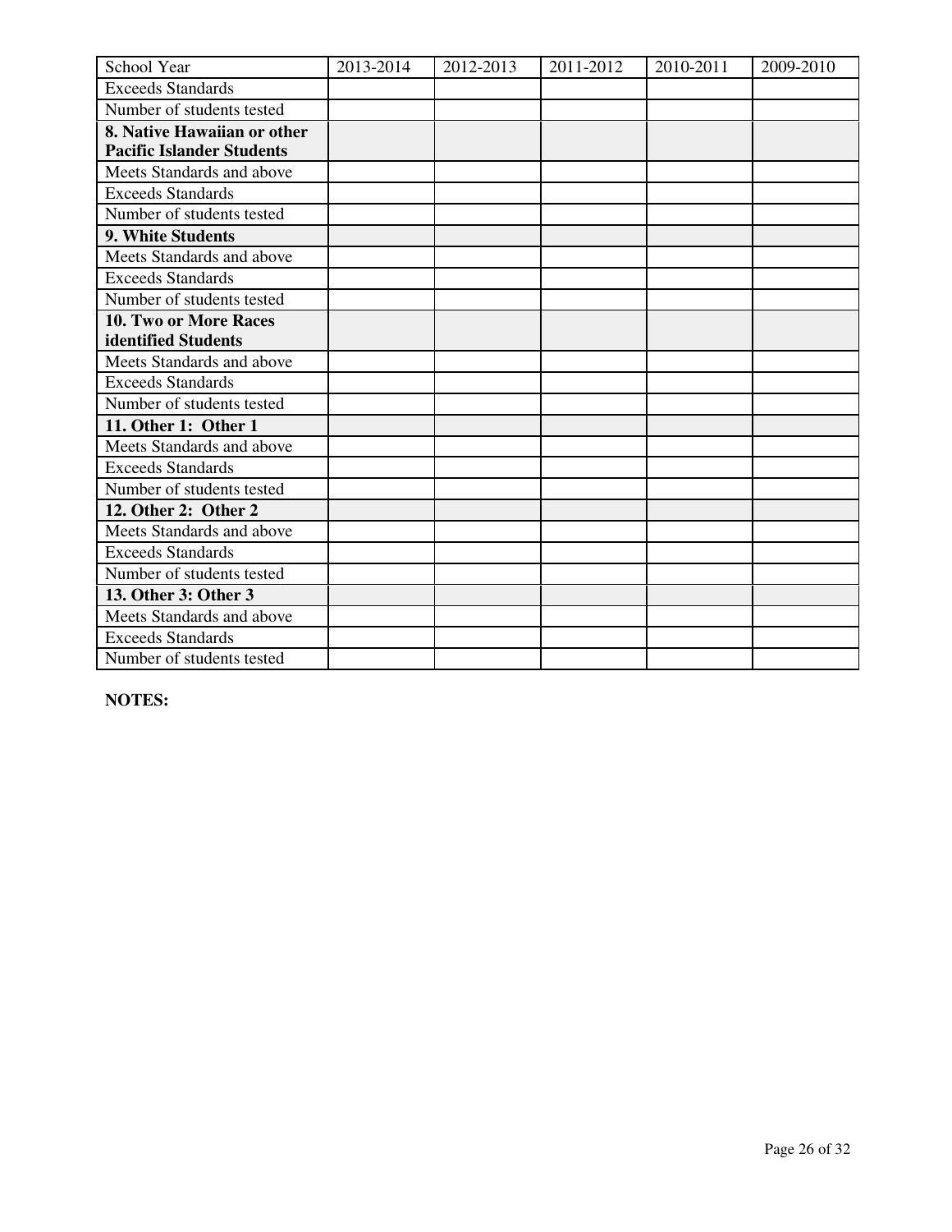| School Year | 2013-2014 | 2012-2013 | 2011-2012 | 2010-2011 | 2009-2010 |
|---|---|---|---|---|---|
| Exceeds Standards | | | | | |
| Number of students tested | | | | | |
| **8. Native Hawaiian or other Pacific Islander Students** | | | | | |
| Meets Standards and above | | | | | |
| Exceeds Standards | | | | | |
| Number of students tested | | | | | |
| **9. White Students** | | | | | |
| Meets Standards and above | | | | | |
| Exceeds Standards | | | | | |
| Number of students tested | | | | | |
| **10. Two or More Races identified Students** | | | | | |
| Meets Standards and above | | | | | |
| Exceeds Standards | | | | | |
| Number of students tested | | | | | |
| **11. Other 1: Other 1** | | | | | |
| Meets Standards and above | | | | | |
| Exceeds Standards | | | | | |
| Number of students tested | | | | | |
| **12. Other 2: Other 2** | | | | | |
| Meets Standards and above | | | | | |
| Exceeds Standards | | | | | |
| Number of students tested | | | | | |
| **13. Other 3: Other 3** | | | | | |
| Meets Standards and above | | | | | |
| Exceeds Standards | | | | | |
| Number of students tested | | | | | |

**NOTES:**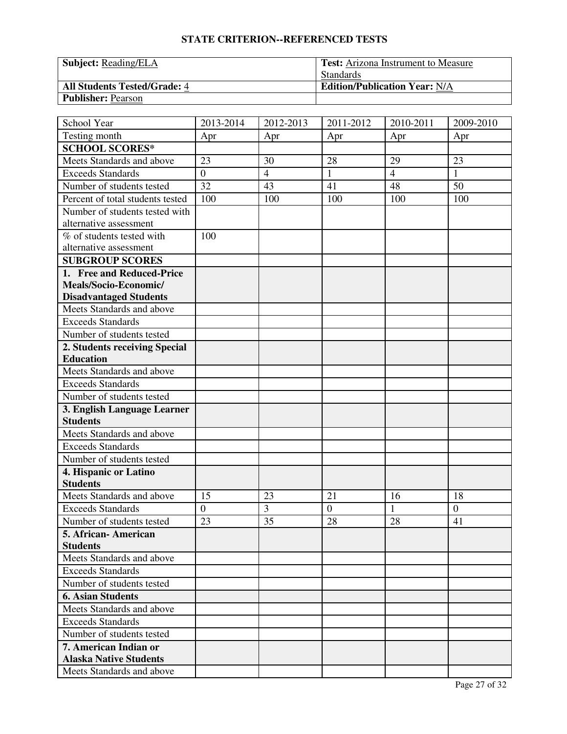## STATE CRITERION--REFERENCED TESTS

| **Subject:** Reading/ELA | **Test:** Arizona Instrument to Measure Standards |
|---|---|
| **All Students Tested/Grade:** 4 | **Edition/Publication Year:** N/A |
| **Publisher:** Pearson | |

| School Year | 2013-2014 | 2012-2013 | 2011-2012 | 2010-2011 | 2009-2010 |
|---|---|---|---|---|---|
| Testing month | Apr | Apr | Apr | Apr | Apr |
| **SCHOOL SCORES*** | | | | | |
| Meets Standards and above | 23 | 30 | 28 | 29 | 23 |
| Exceeds Standards | 0 | 4 | 1 | 4 | 1 |
| Number of students tested | 32 | 43 | 41 | 48 | 50 |
| Percent of total students tested | 100 | 100 | 100 | 100 | 100 |
| Number of students tested with alternative assessment | | | | | |
| % of students tested with alternative assessment | 100 | | | | |
| **SUBGROUP SCORES** | | | | | |
| **1. Free and Reduced-Price Meals/Socio-Economic/ Disadvantaged Students** | | | | | |
| Meets Standards and above | | | | | |
| Exceeds Standards | | | | | |
| Number of students tested | | | | | |
| **2. Students receiving Special Education** | | | | | |
| Meets Standards and above | | | | | |
| Exceeds Standards | | | | | |
| Number of students tested | | | | | |
| **3. English Language Learner Students** | | | | | |
| Meets Standards and above | | | | | |
| Exceeds Standards | | | | | |
| Number of students tested | | | | | |
| **4. Hispanic or Latino Students** | | | | | |
| Meets Standards and above | 15 | 23 | 21 | 16 | 18 |
| Exceeds Standards | 0 | 3 | 0 | 1 | 0 |
| Number of students tested | 23 | 35 | 28 | 28 | 41 |
| **5. African- American Students** | | | | | |
| Meets Standards and above | | | | | |
| Exceeds Standards | | | | | |
| Number of students tested | | | | | |
| **6. Asian Students** | | | | | |
| Meets Standards and above | | | | | |
| Exceeds Standards | | | | | |
| Number of students tested | | | | | |
| **7. American Indian or Alaska Native Students** | | | | | |
| Meets Standards and above | | | | | |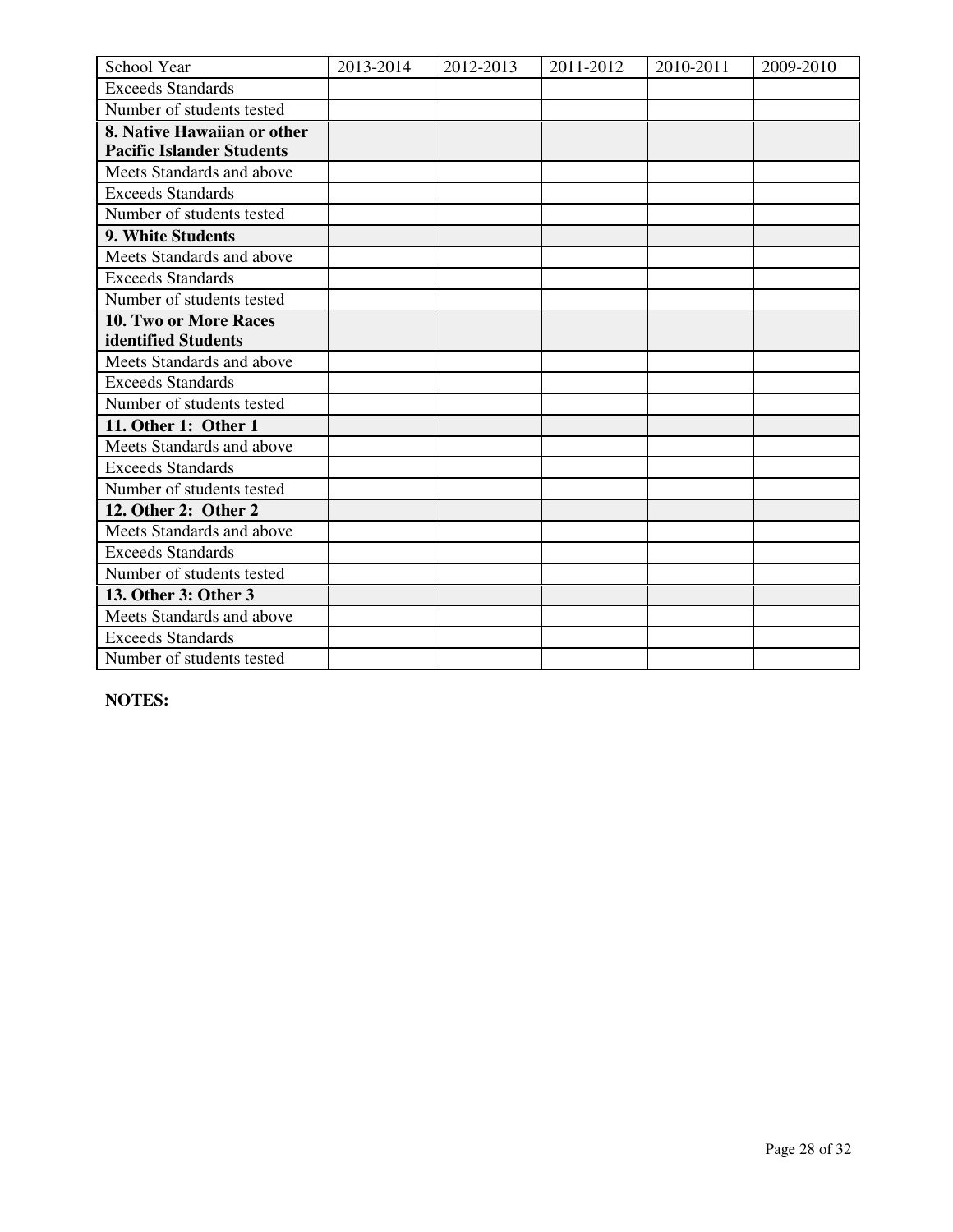| School Year | 2013-2014 | 2012-2013 | 2011-2012 | 2010-2011 | 2009-2010 |
|---|---|---|---|---|---|
| Exceeds Standards | | | | | |
| Number of students tested | | | | | |
| **8. Native Hawaiian or other Pacific Islander Students** | | | | | |
| Meets Standards and above | | | | | |
| Exceeds Standards | | | | | |
| Number of students tested | | | | | |
| **9. White Students** | | | | | |
| Meets Standards and above | | | | | |
| Exceeds Standards | | | | | |
| Number of students tested | | | | | |
| **10. Two or More Races identified Students** | | | | | |
| Meets Standards and above | | | | | |
| Exceeds Standards | | | | | |
| Number of students tested | | | | | |
| **11. Other 1: Other 1** | | | | | |
| Meets Standards and above | | | | | |
| Exceeds Standards | | | | | |
| Number of students tested | | | | | |
| **12. Other 2: Other 2** | | | | | |
| Meets Standards and above | | | | | |
| Exceeds Standards | | | | | |
| Number of students tested | | | | | |
| **13. Other 3: Other 3** | | | | | |
| Meets Standards and above | | | | | |
| Exceeds Standards | | | | | |
| Number of students tested | | | | | |

**NOTES:**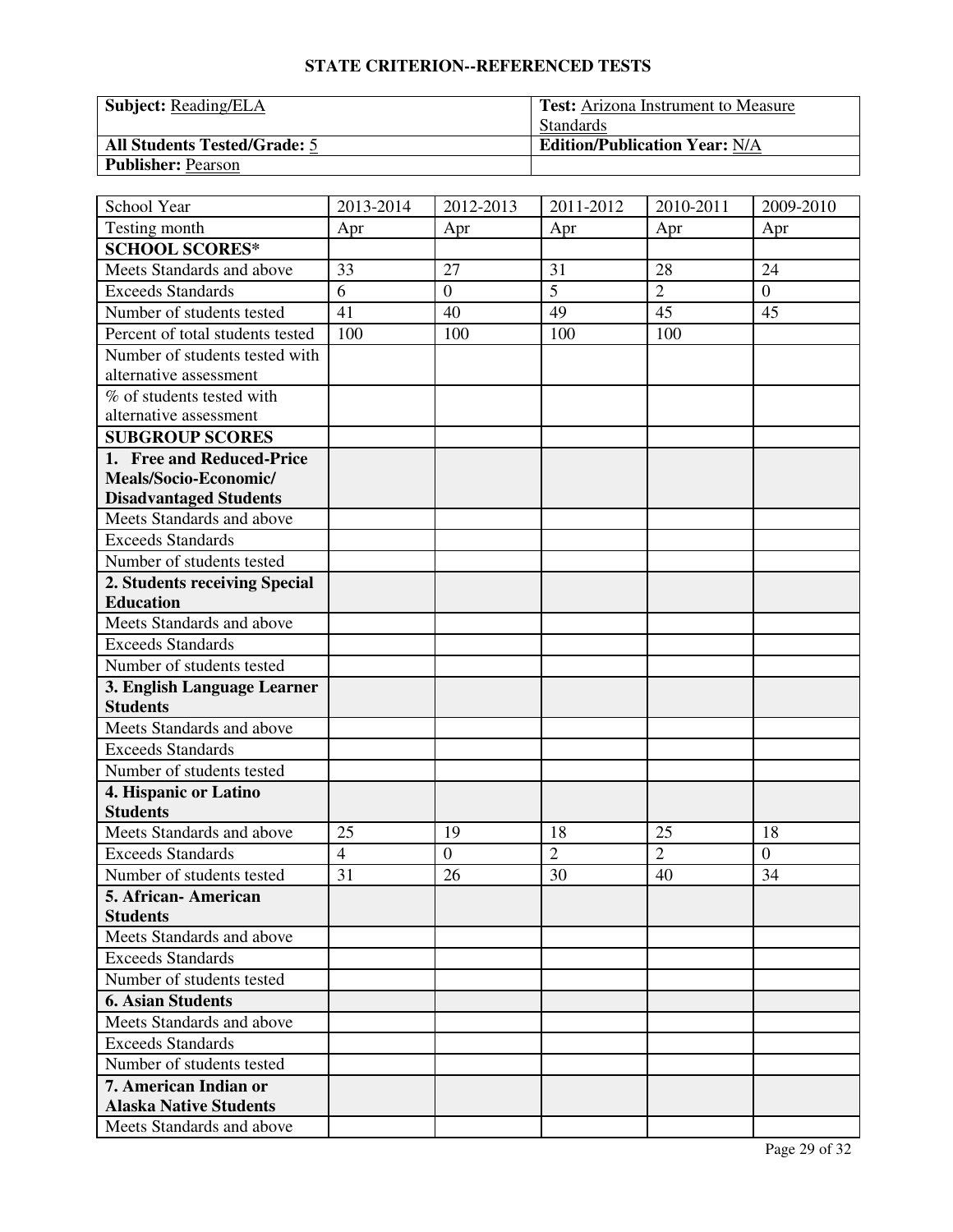## STATE CRITERION--REFERENCED TESTS

| **Subject:** Reading/ELA | **Test:** Arizona Instrument to Measure Standards |
|---|---|
| **All Students Tested/Grade:** 5 | **Edition/Publication Year:** N/A |
| **Publisher:** Pearson | |

| School Year | 2013-2014 | 2012-2013 | 2011-2012 | 2010-2011 | 2009-2010 |
|---|---|---|---|---|---|
| Testing month | Apr | Apr | Apr | Apr | Apr |
| **SCHOOL SCORES*** | | | | | |
| Meets Standards and above | 33 | 27 | 31 | 28 | 24 |
| Exceeds Standards | 6 | 0 | 5 | 2 | 0 |
| Number of students tested | 41 | 40 | 49 | 45 | 45 |
| Percent of total students tested | 100 | 100 | 100 | 100 | |
| Number of students tested with alternative assessment | | | | | |
| % of students tested with alternative assessment | | | | | |
| **SUBGROUP SCORES** | | | | | |
| **1. Free and Reduced-Price Meals/Socio-Economic/ Disadvantaged Students** | | | | | |
| Meets Standards and above | | | | | |
| Exceeds Standards | | | | | |
| Number of students tested | | | | | |
| **2. Students receiving Special Education** | | | | | |
| Meets Standards and above | | | | | |
| Exceeds Standards | | | | | |
| Number of students tested | | | | | |
| **3. English Language Learner Students** | | | | | |
| Meets Standards and above | | | | | |
| Exceeds Standards | | | | | |
| Number of students tested | | | | | |
| **4. Hispanic or Latino Students** | | | | | |
| Meets Standards and above | 25 | 19 | 18 | 25 | 18 |
| Exceeds Standards | 4 | 0 | 2 | 2 | 0 |
| Number of students tested | 31 | 26 | 30 | 40 | 34 |
| **5. African- American Students** | | | | | |
| Meets Standards and above | | | | | |
| Exceeds Standards | | | | | |
| Number of students tested | | | | | |
| **6. Asian Students** | | | | | |
| Meets Standards and above | | | | | |
| Exceeds Standards | | | | | |
| Number of students tested | | | | | |
| **7. American Indian or Alaska Native Students** | | | | | |
| Meets Standards and above | | | | | |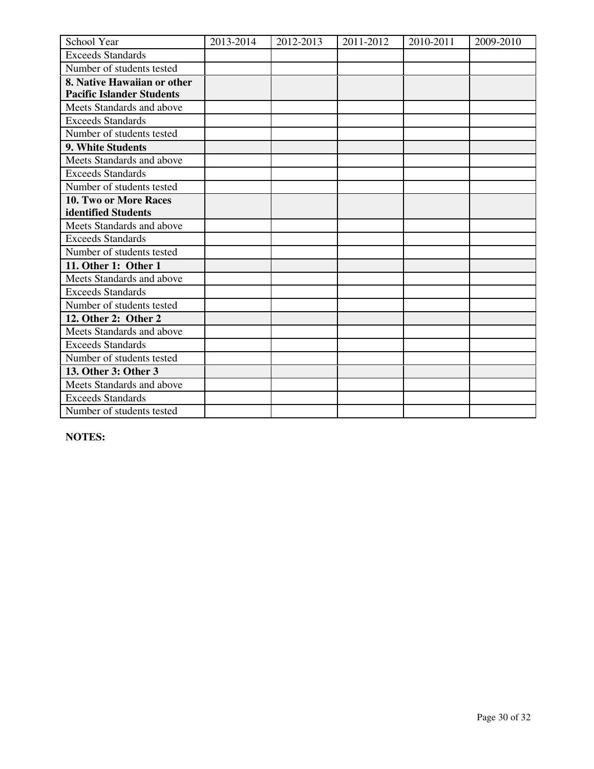| School Year | 2013-2014 | 2012-2013 | 2011-2012 | 2010-2011 | 2009-2010 |
|---|---|---|---|---|---|
| Exceeds Standards | | | | | |
| Number of students tested | | | | | |
| **8. Native Hawaiian or other Pacific Islander Students** | | | | | |
| Meets Standards and above | | | | | |
| Exceeds Standards | | | | | |
| Number of students tested | | | | | |
| **9. White Students** | | | | | |
| Meets Standards and above | | | | | |
| Exceeds Standards | | | | | |
| Number of students tested | | | | | |
| **10. Two or More Races identified Students** | | | | | |
| Meets Standards and above | | | | | |
| Exceeds Standards | | | | | |
| Number of students tested | | | | | |
| **11. Other 1: Other 1** | | | | | |
| Meets Standards and above | | | | | |
| Exceeds Standards | | | | | |
| Number of students tested | | | | | |
| **12. Other 2: Other 2** | | | | | |
| Meets Standards and above | | | | | |
| Exceeds Standards | | | | | |
| Number of students tested | | | | | |
| **13. Other 3: Other 3** | | | | | |
| Meets Standards and above | | | | | |
| Exceeds Standards | | | | | |
| Number of students tested | | | | | |

**NOTES:**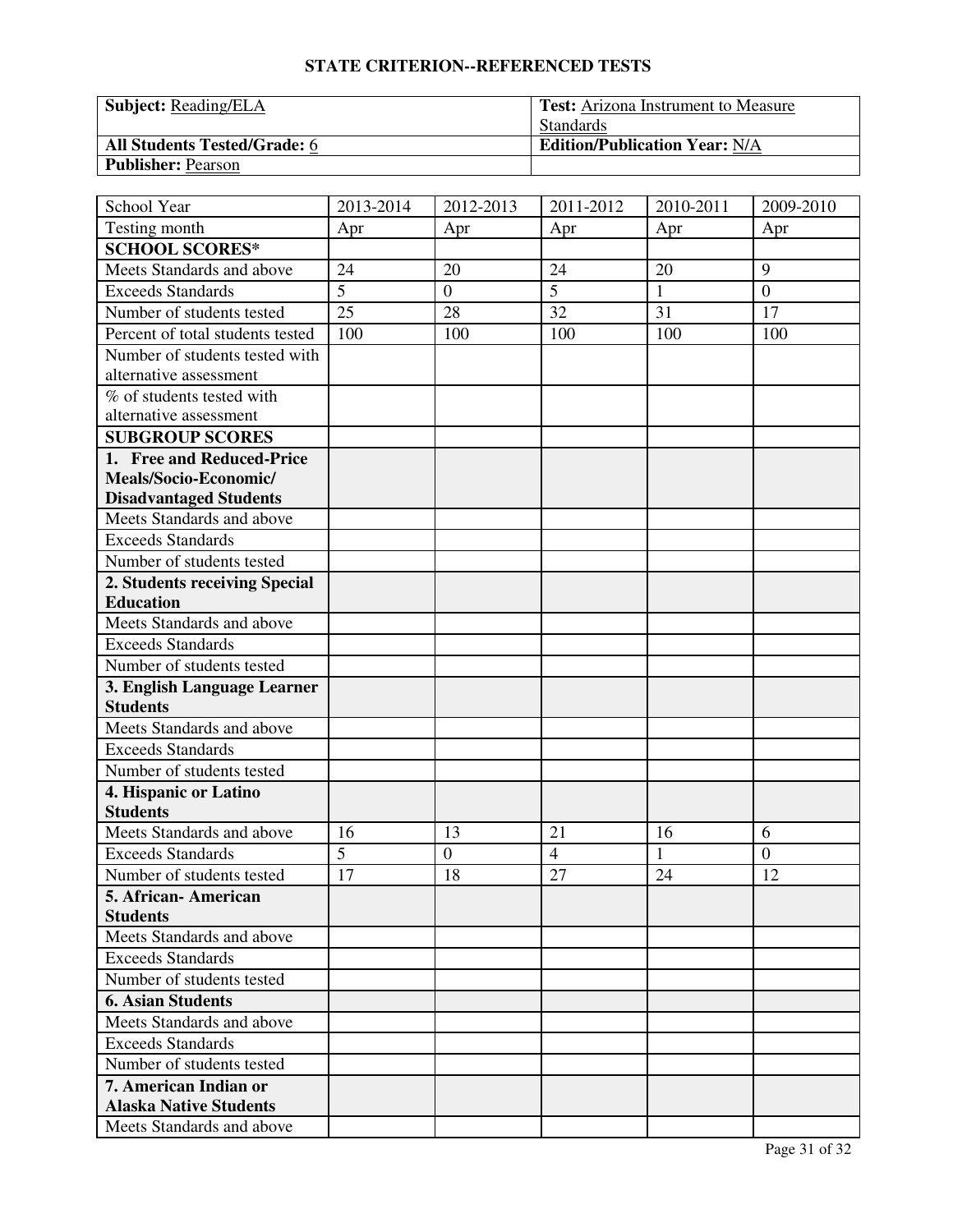## STATE CRITERION--REFERENCED TESTS

| **Subject:** Reading/ELA | **Test:** Arizona Instrument to Measure Standards |
|---|---|
| **All Students Tested/Grade:** 6 | **Edition/Publication Year:** N/A |
| **Publisher:** Pearson | |

| School Year | 2013-2014 | 2012-2013 | 2011-2012 | 2010-2011 | 2009-2010 |
|---|---|---|---|---|---|
| Testing month | Apr | Apr | Apr | Apr | Apr |
| **SCHOOL SCORES*** | | | | | |
| Meets Standards and above | 24 | 20 | 24 | 20 | 9 |
| Exceeds Standards | 5 | 0 | 5 | 1 | 0 |
| Number of students tested | 25 | 28 | 32 | 31 | 17 |
| Percent of total students tested | 100 | 100 | 100 | 100 | 100 |
| Number of students tested with alternative assessment | | | | | |
| % of students tested with alternative assessment | | | | | |
| **SUBGROUP SCORES** | | | | | |
| **1. Free and Reduced-Price Meals/Socio-Economic/ Disadvantaged Students** | | | | | |
| Meets Standards and above | | | | | |
| Exceeds Standards | | | | | |
| Number of students tested | | | | | |
| **2. Students receiving Special Education** | | | | | |
| Meets Standards and above | | | | | |
| Exceeds Standards | | | | | |
| Number of students tested | | | | | |
| **3. English Language Learner Students** | | | | | |
| Meets Standards and above | | | | | |
| Exceeds Standards | | | | | |
| Number of students tested | | | | | |
| **4. Hispanic or Latino Students** | | | | | |
| Meets Standards and above | 16 | 13 | 21 | 16 | 6 |
| Exceeds Standards | 5 | 0 | 4 | 1 | 0 |
| Number of students tested | 17 | 18 | 27 | 24 | 12 |
| **5. African- American Students** | | | | | |
| Meets Standards and above | | | | | |
| Exceeds Standards | | | | | |
| Number of students tested | | | | | |
| **6. Asian Students** | | | | | |
| Meets Standards and above | | | | | |
| Exceeds Standards | | | | | |
| Number of students tested | | | | | |
| **7. American Indian or Alaska Native Students** | | | | | |
| Meets Standards and above | | | | | |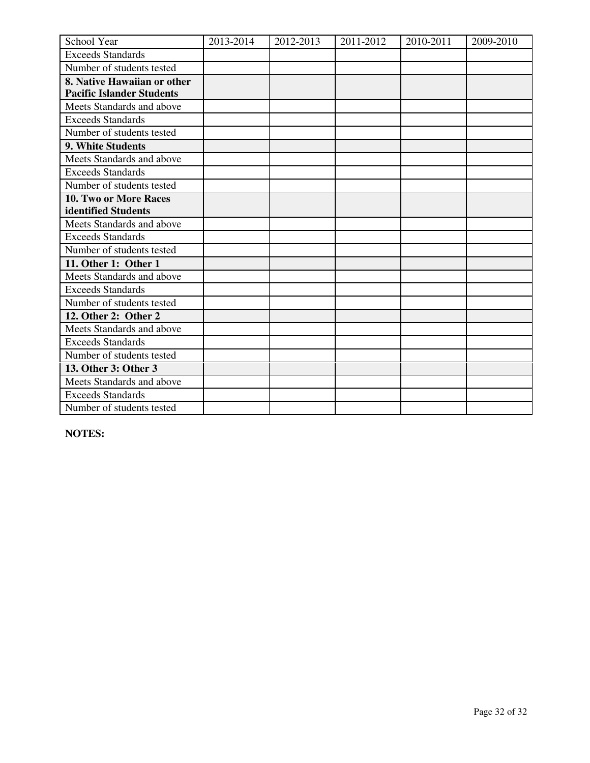| School Year | 2013-2014 | 2012-2013 | 2011-2012 | 2010-2011 | 2009-2010 |
|---|---|---|---|---|---|
| Exceeds Standards | | | | | |
| Number of students tested | | | | | |
| **8. Native Hawaiian or other Pacific Islander Students** | | | | | |
| Meets Standards and above | | | | | |
| Exceeds Standards | | | | | |
| Number of students tested | | | | | |
| **9. White Students** | | | | | |
| Meets Standards and above | | | | | |
| Exceeds Standards | | | | | |
| Number of students tested | | | | | |
| **10. Two or More Races identified Students** | | | | | |
| Meets Standards and above | | | | | |
| Exceeds Standards | | | | | |
| Number of students tested | | | | | |
| **11. Other 1: Other 1** | | | | | |
| Meets Standards and above | | | | | |
| Exceeds Standards | | | | | |
| Number of students tested | | | | | |
| **12. Other 2: Other 2** | | | | | |
| Meets Standards and above | | | | | |
| Exceeds Standards | | | | | |
| Number of students tested | | | | | |
| **13. Other 3: Other 3** | | | | | |
| Meets Standards and above | | | | | |
| Exceeds Standards | | | | | |
| Number of students tested | | | | | |

**NOTES:**